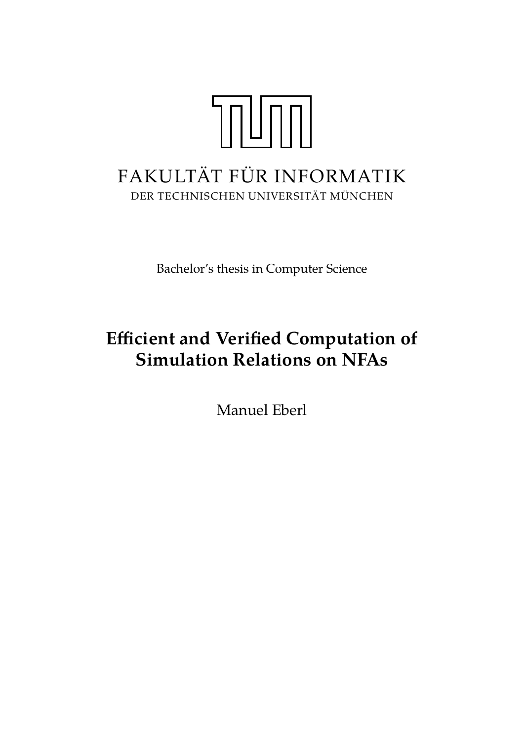FAKULTÄT FÜR INFORMATIK

DER TECHNISCHEN UNIVERSITÄT MÜNCHEN

Bachelor's thesis in Computer Science

# Efficient and Verified Computation of Simulation Relations on NFAs

Manuel Eberl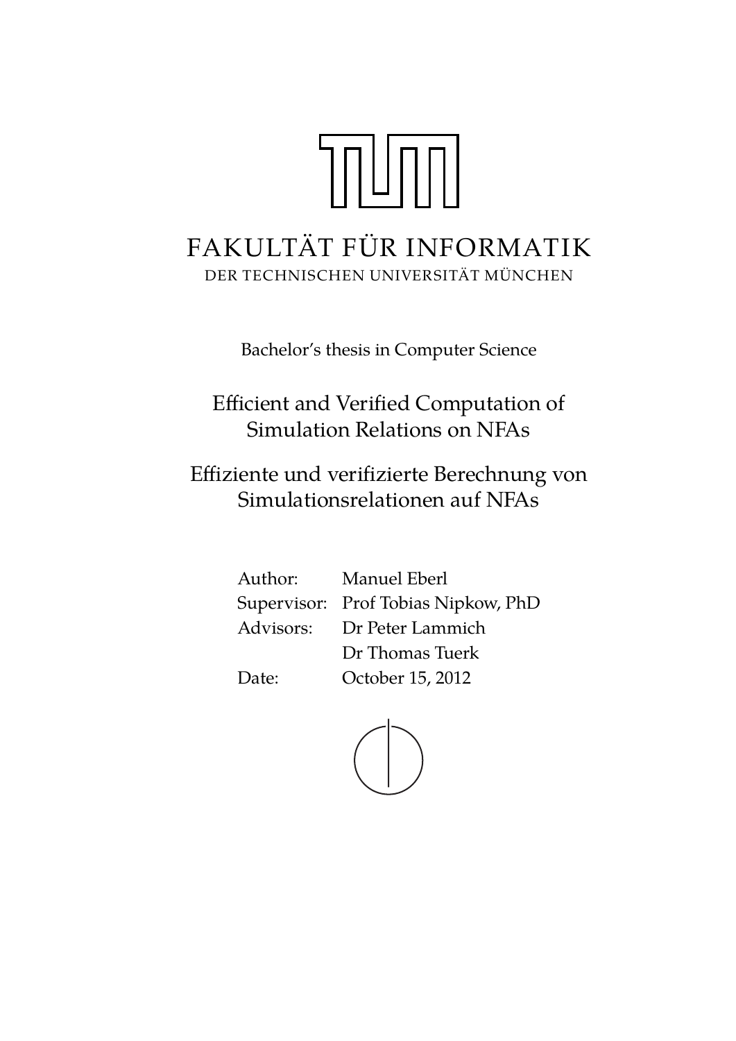# FAKULTÄT FÜR INFORMATIK

DER TECHNISCHEN UNIVERSITÄT MÜNCHEN

Bachelor's thesis in Computer Science

## Efficient and Verified Computation of Simulation Relations on NFAs

## Effiziente und verifizierte Berechnung von Simulationsrelationen auf NFAs

| | |
|---|---|
| Author: | Manuel Eberl |
| Supervisor: | Prof Tobias Nipkow, PhD |
| Advisors: | Dr Peter Lammich |
| | Dr Thomas Tuerk |
| Date: | October 15, 2012 |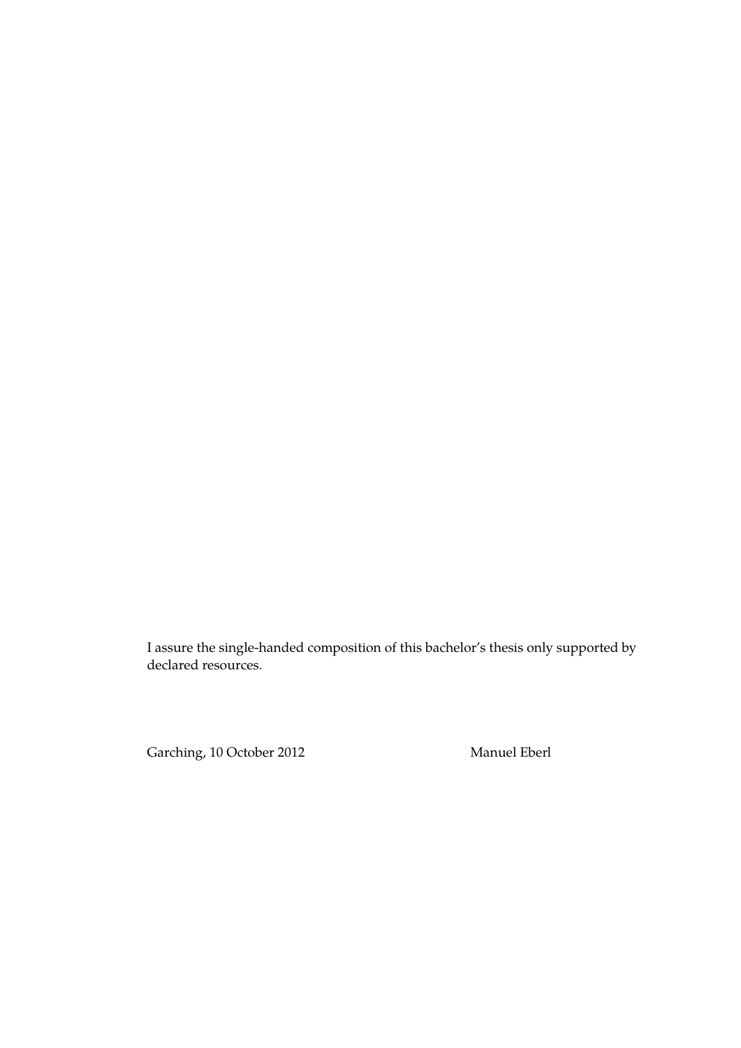I assure the single-handed composition of this bachelor's thesis only supported by declared resources.

Garching, 10 October 2012 Manuel Eberl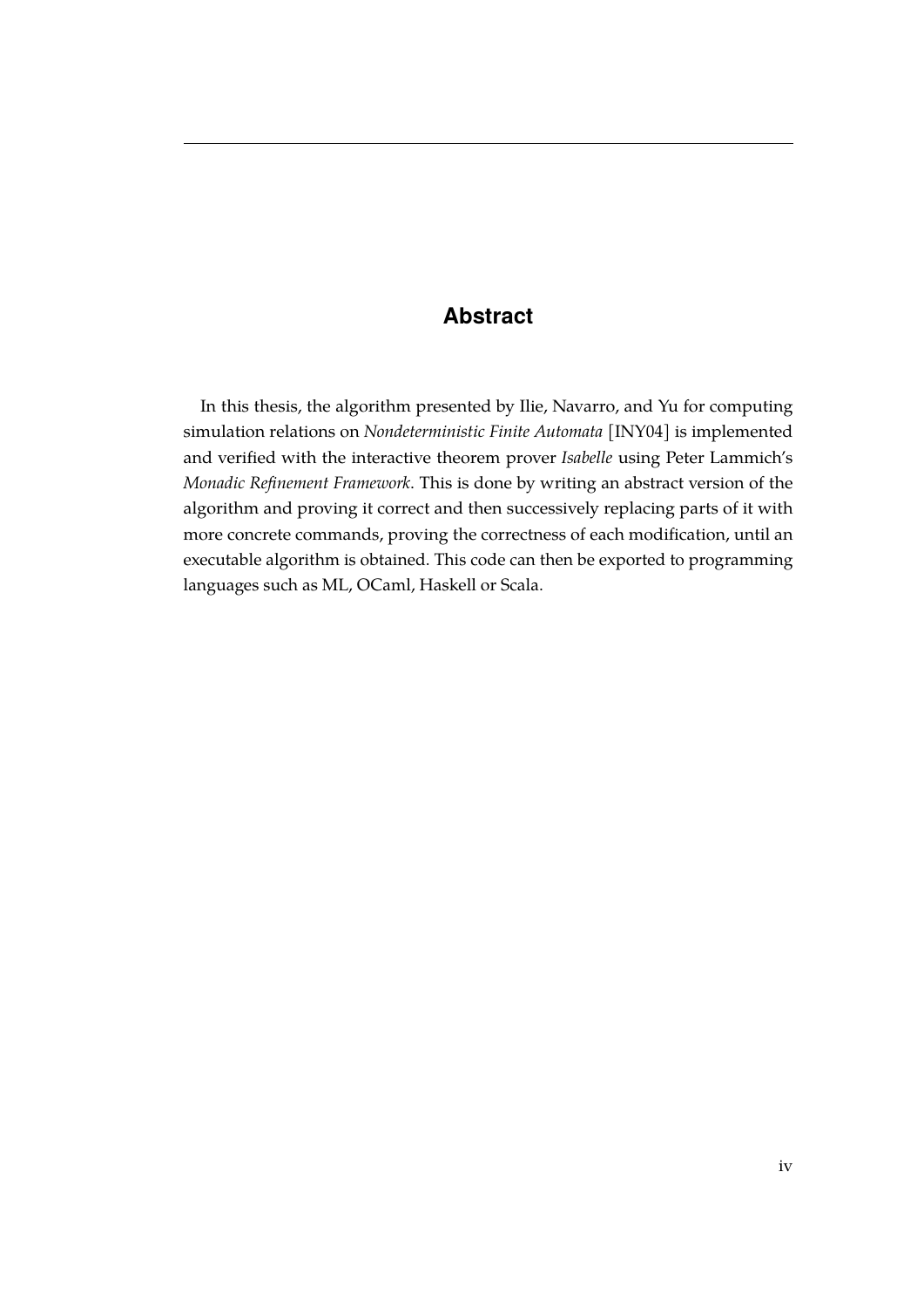# Abstract

In this thesis, the algorithm presented by Ilie, Navarro, and Yu for computing simulation relations on *Nondeterministic Finite Automata* [INY04] is implemented and verified with the interactive theorem prover *Isabelle* using Peter Lammich's *Monadic Refinement Framework*. This is done by writing an abstract version of the algorithm and proving it correct and then successively replacing parts of it with more concrete commands, proving the correctness of each modification, until an executable algorithm is obtained. This code can then be exported to programming languages such as ML, OCaml, Haskell or Scala.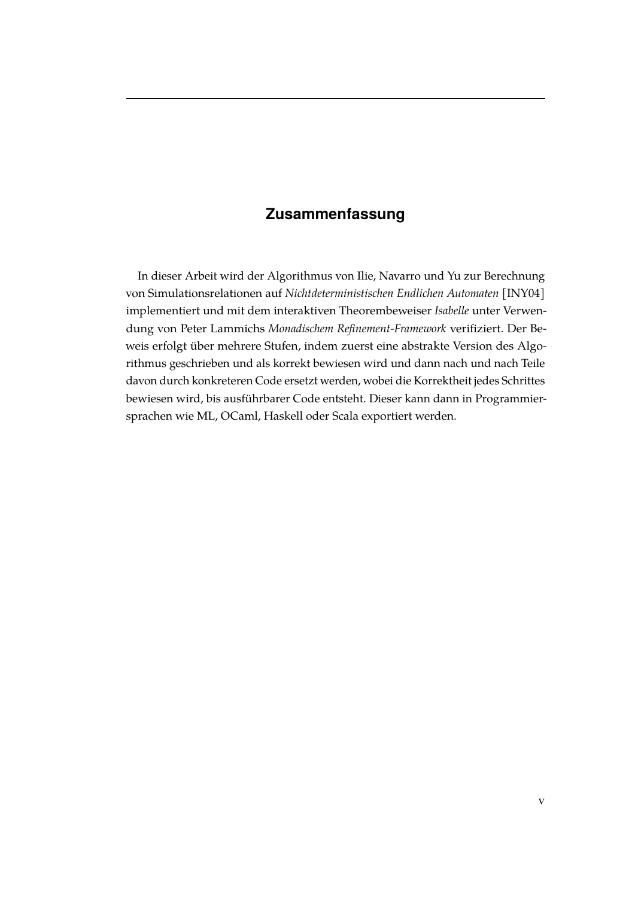# Zusammenfassung

In dieser Arbeit wird der Algorithmus von Ilie, Navarro und Yu zur Berechnung von Simulationsrelationen auf *Nichtdeterministischen Endlichen Automaten* [INY04] implementiert und mit dem interaktiven Theorembeweiser *Isabelle* unter Verwendung von Peter Lammichs *Monadischem Refinement-Framework* verifiziert. Der Beweis erfolgt über mehrere Stufen, indem zuerst eine abstrakte Version des Algorithmus geschrieben und als korrekt bewiesen wird und dann nach und nach Teile davon durch konkreteren Code ersetzt werden, wobei die Korrektheit jedes Schrittes bewiesen wird, bis ausführbarer Code entsteht. Dieser kann dann in Programmiersprachen wie ML, OCaml, Haskell oder Scala exportiert werden.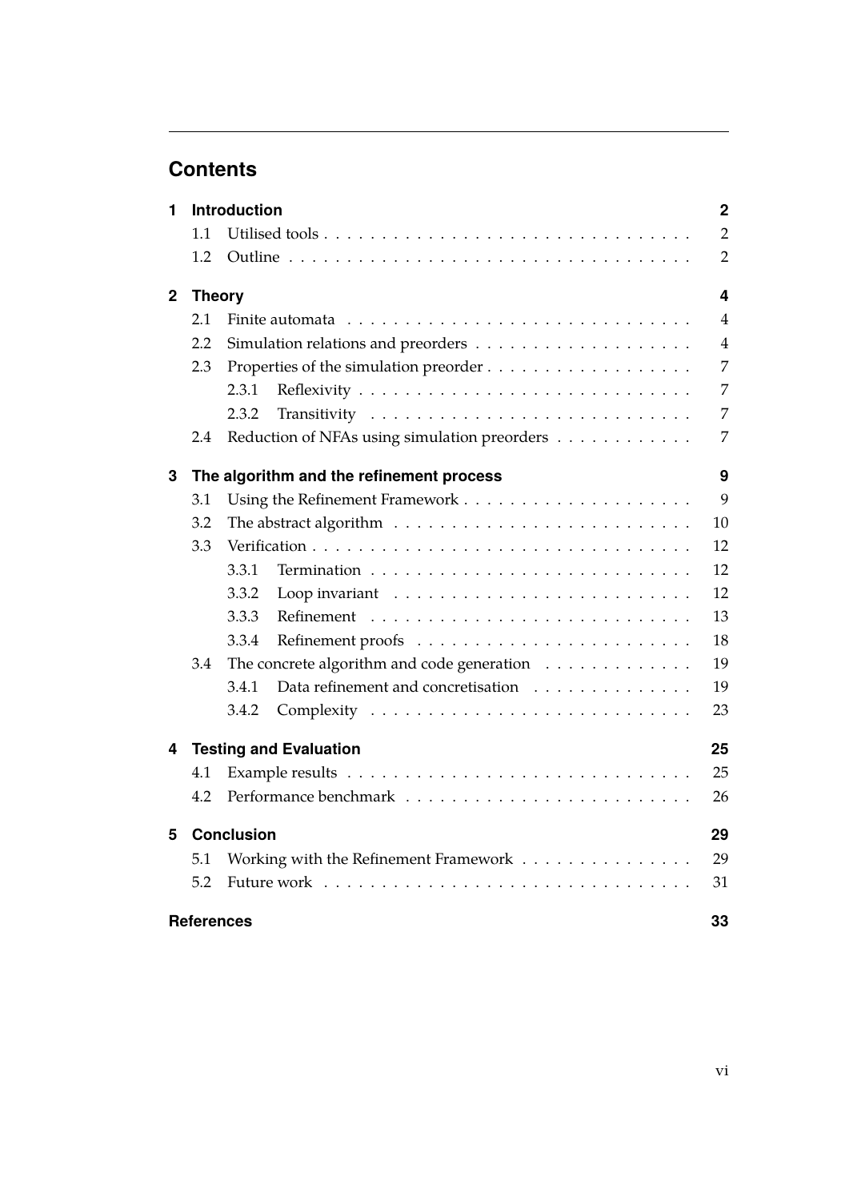# Contents

**1 Introduction** — **2**
- 1.1 Utilised tools — 2
- 1.2 Outline — 2

**2 Theory** — **4**
- 2.1 Finite automata — 4
- 2.2 Simulation relations and preorders — 4
- 2.3 Properties of the simulation preorder — 7
  - 2.3.1 Reflexivity — 7
  - 2.3.2 Transitivity — 7
- 2.4 Reduction of NFAs using simulation preorders — 7

**3 The algorithm and the refinement process** — **9**
- 3.1 Using the Refinement Framework — 9
- 3.2 The abstract algorithm — 10
- 3.3 Verification — 12
  - 3.3.1 Termination — 12
  - 3.3.2 Loop invariant — 12
  - 3.3.3 Refinement — 13
  - 3.3.4 Refinement proofs — 18
- 3.4 The concrete algorithm and code generation — 19
  - 3.4.1 Data refinement and concretisation — 19
  - 3.4.2 Complexity — 23

**4 Testing and Evaluation** — **25**
- 4.1 Example results — 25
- 4.2 Performance benchmark — 26

**5 Conclusion** — **29**
- 5.1 Working with the Refinement Framework — 29
- 5.2 Future work — 31

**References** — **33**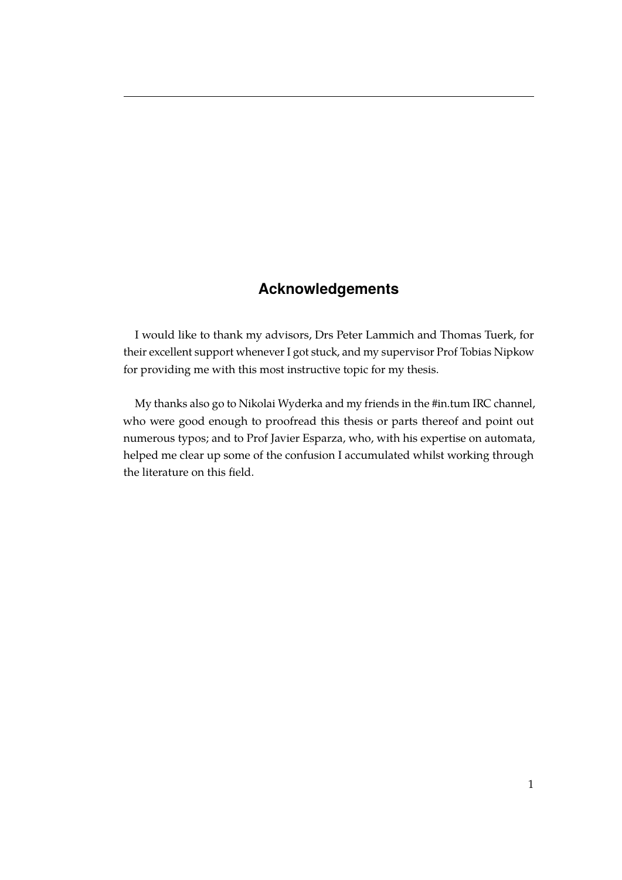# Acknowledgements

I would like to thank my advisors, Drs Peter Lammich and Thomas Tuerk, for their excellent support whenever I got stuck, and my supervisor Prof Tobias Nipkow for providing me with this most instructive topic for my thesis.

My thanks also go to Nikolai Wyderka and my friends in the #in.tum IRC channel, who were good enough to proofread this thesis or parts thereof and point out numerous typos; and to Prof Javier Esparza, who, with his expertise on automata, helped me clear up some of the confusion I accumulated whilst working through the literature on this field.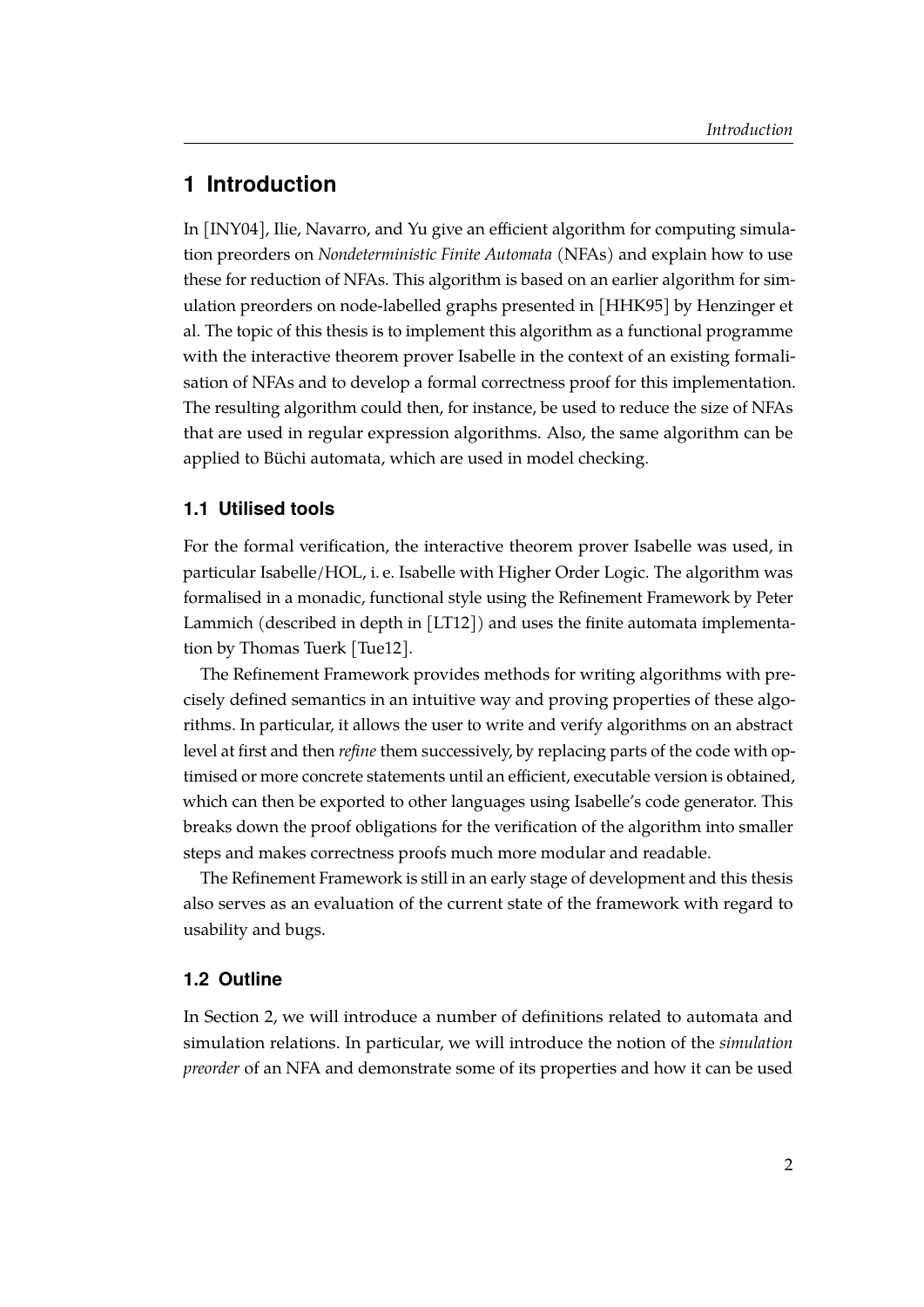# 1 Introduction

In [INY04], Ilie, Navarro, and Yu give an efficient algorithm for computing simulation preorders on *Nondeterministic Finite Automata* (NFAs) and explain how to use these for reduction of NFAs. This algorithm is based on an earlier algorithm for simulation preorders on node-labelled graphs presented in [HHK95] by Henzinger et al. The topic of this thesis is to implement this algorithm as a functional programme with the interactive theorem prover Isabelle in the context of an existing formalisation of NFAs and to develop a formal correctness proof for this implementation. The resulting algorithm could then, for instance, be used to reduce the size of NFAs that are used in regular expression algorithms. Also, the same algorithm can be applied to Büchi automata, which are used in model checking.

## 1.1 Utilised tools

For the formal verification, the interactive theorem prover Isabelle was used, in particular Isabelle/HOL, i. e. Isabelle with Higher Order Logic. The algorithm was formalised in a monadic, functional style using the Refinement Framework by Peter Lammich (described in depth in [LT12]) and uses the finite automata implementation by Thomas Tuerk [Tue12].

The Refinement Framework provides methods for writing algorithms with precisely defined semantics in an intuitive way and proving properties of these algorithms. In particular, it allows the user to write and verify algorithms on an abstract level at first and then *refine* them successively, by replacing parts of the code with optimised or more concrete statements until an efficient, executable version is obtained, which can then be exported to other languages using Isabelle's code generator. This breaks down the proof obligations for the verification of the algorithm into smaller steps and makes correctness proofs much more modular and readable.

The Refinement Framework is still in an early stage of development and this thesis also serves as an evaluation of the current state of the framework with regard to usability and bugs.

## 1.2 Outline

In Section 2, we will introduce a number of definitions related to automata and simulation relations. In particular, we will introduce the notion of the *simulation preorder* of an NFA and demonstrate some of its properties and how it can be used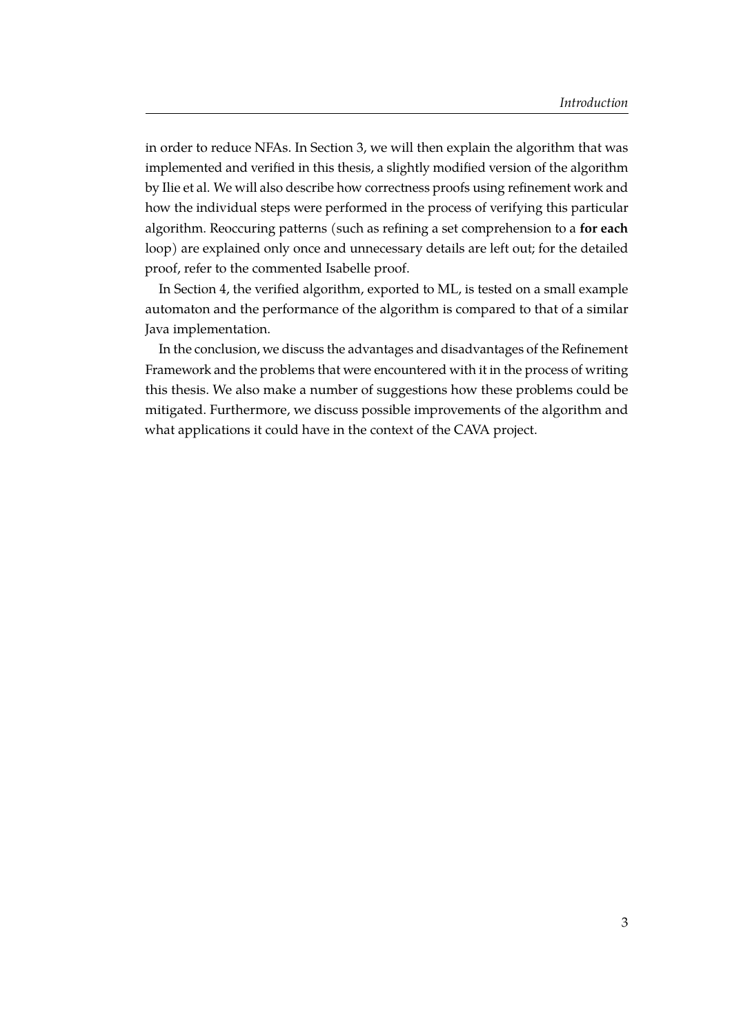in order to reduce NFAs. In Section 3, we will then explain the algorithm that was implemented and verified in this thesis, a slightly modified version of the algorithm by Ilie et al. We will also describe how correctness proofs using refinement work and how the individual steps were performed in the process of verifying this particular algorithm. Reoccuring patterns (such as refining a set comprehension to a **for each** loop) are explained only once and unnecessary details are left out; for the detailed proof, refer to the commented Isabelle proof.

In Section 4, the verified algorithm, exported to ML, is tested on a small example automaton and the performance of the algorithm is compared to that of a similar Java implementation.

In the conclusion, we discuss the advantages and disadvantages of the Refinement Framework and the problems that were encountered with it in the process of writing this thesis. We also make a number of suggestions how these problems could be mitigated. Furthermore, we discuss possible improvements of the algorithm and what applications it could have in the context of the CAVA project.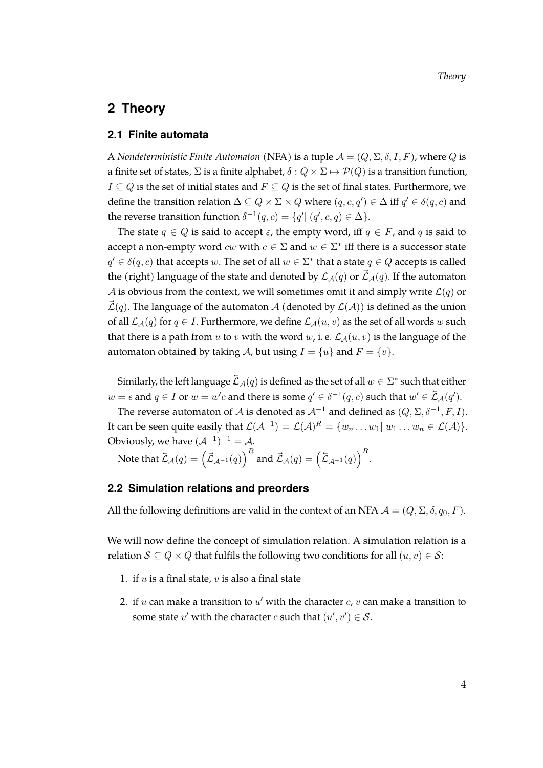# 2 Theory

## 2.1 Finite automata

A *Nondeterministic Finite Automaton* (NFA) is a tuple $\mathcal{A} = (Q, \Sigma, \delta, I, F)$, where $Q$ is a finite set of states, $\Sigma$ is a finite alphabet, $\delta : Q \times \Sigma \mapsto \mathcal{P}(Q)$ is a transition function, $I \subseteq Q$ is the set of initial states and $F \subseteq Q$ is the set of final states. Furthermore, we define the transition relation $\Delta \subseteq Q \times \Sigma \times Q$ where $(q, c, q') \in \Delta$ iff $q' \in \delta(q, c)$ and the reverse transition function $\delta^{-1}(q, c) = \{q' | \, (q', c, q) \in \Delta\}$.

The state $q \in Q$ is said to accept $\varepsilon$, the empty word, iff $q \in F$, and $q$ is said to accept a non-empty word $cw$ with $c \in \Sigma$ and $w \in \Sigma^*$ iff there is a successor state $q' \in \delta(q, c)$ that accepts $w$. The set of all $w \in \Sigma^*$ that a state $q \in Q$ accepts is called the (right) language of the state and denoted by $\mathcal{L}_\mathcal{A}(q)$ or $\vec{\mathcal{L}}_\mathcal{A}(q)$. If the automaton $\mathcal{A}$ is obvious from the context, we will sometimes omit it and simply write $\mathcal{L}(q)$ or $\vec{\mathcal{L}}(q)$. The language of the automaton $\mathcal{A}$ (denoted by $\mathcal{L}(\mathcal{A})$) is defined as the union of all $\mathcal{L}_\mathcal{A}(q)$ for $q \in I$. Furthermore, we define $\mathcal{L}_\mathcal{A}(u, v)$ as the set of all words $w$ such that there is a path from $u$ to $v$ with the word $w$, i. e. $\mathcal{L}_\mathcal{A}(u, v)$ is the language of the automaton obtained by taking $\mathcal{A}$, but using $I = \{u\}$ and $F = \{v\}$.

Similarly, the left language $\overleftarrow{\mathcal{L}}_\mathcal{A}(q)$ is defined as the set of all $w \in \Sigma^*$ such that either $w = \epsilon$ and $q \in I$ or $w = w'c$ and there is some $q' \in \delta^{-1}(q, c)$ such that $w' \in \overleftarrow{\mathcal{L}}_\mathcal{A}(q')$.

The reverse automaton of $\mathcal{A}$ is denoted as $\mathcal{A}^{-1}$ and defined as $(Q, \Sigma, \delta^{-1}, F, I)$. It can be seen quite easily that $\mathcal{L}(\mathcal{A}^{-1}) = \mathcal{L}(\mathcal{A})^R = \{w_n \dots w_1 | \, w_1 \dots w_n \in \mathcal{L}(\mathcal{A})\}$. Obviously, we have $(\mathcal{A}^{-1})^{-1} = \mathcal{A}$.

Note that $\overleftarrow{\mathcal{L}}_\mathcal{A}(q) = \left(\vec{\mathcal{L}}_{\mathcal{A}^{-1}}(q)\right)^R$ and $\vec{\mathcal{L}}_\mathcal{A}(q) = \left(\overleftarrow{\mathcal{L}}_{\mathcal{A}^{-1}}(q)\right)^R$.

## 2.2 Simulation relations and preorders

All the following definitions are valid in the context of an NFA $\mathcal{A} = (Q, \Sigma, \delta, q_0, F)$.

We will now define the concept of simulation relation. A simulation relation is a relation $\mathcal{S} \subseteq Q \times Q$ that fulfils the following two conditions for all $(u, v) \in \mathcal{S}$:

1. if $u$ is a final state, $v$ is also a final state
2. if $u$ can make a transition to $u'$ with the character $c$, $v$ can make a transition to some state $v'$ with the character $c$ such that $(u', v') \in \mathcal{S}$.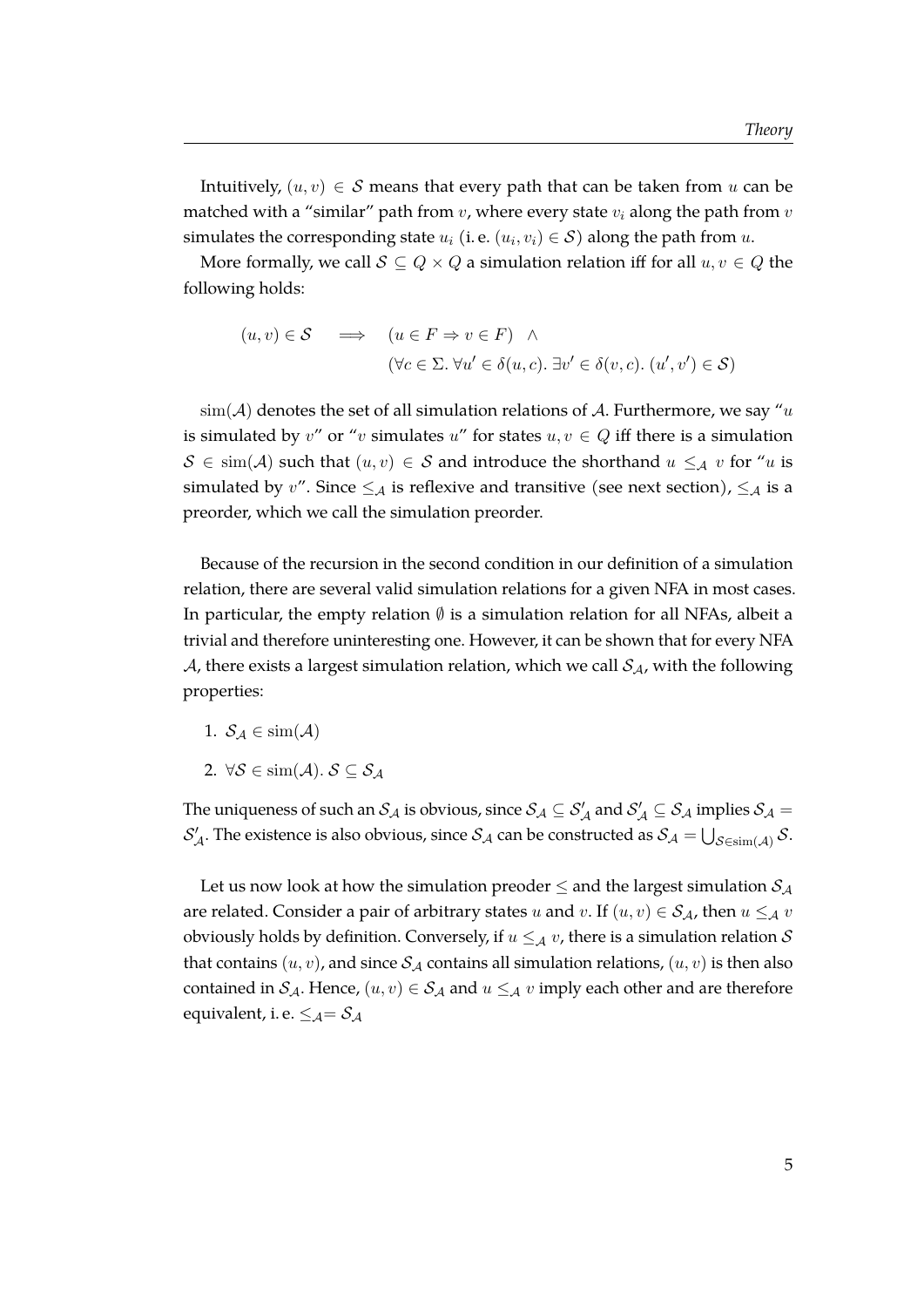Intuitively, $(u, v) \in \mathcal{S}$ means that every path that can be taken from $u$ can be matched with a "similar" path from $v$, where every state $v_i$ along the path from $v$ simulates the corresponding state $u_i$ (i. e. $(u_i, v_i) \in \mathcal{S}$) along the path from $u$.

More formally, we call $\mathcal{S} \subseteq Q \times Q$ a simulation relation iff for all $u, v \in Q$ the following holds:

$$
\begin{aligned}
(u, v) \in \mathcal{S} \quad \implies \quad & (u \in F \Rightarrow v \in F) \ \wedge \\
& (\forall c \in \Sigma.\ \forall u' \in \delta(u, c).\ \exists v' \in \delta(v, c).\ (u', v') \in \mathcal{S})
\end{aligned}
$$

$\mathrm{sim}(\mathcal{A})$ denotes the set of all simulation relations of $\mathcal{A}$. Furthermore, we say "$u$ is simulated by $v$" or "$v$ simulates $u$" for states $u, v \in Q$ iff there is a simulation $\mathcal{S} \in \mathrm{sim}(\mathcal{A})$ such that $(u, v) \in \mathcal{S}$ and introduce the shorthand $u \leq_{\mathcal{A}} v$ for "$u$ is simulated by $v$". Since $\leq_{\mathcal{A}}$ is reflexive and transitive (see next section), $\leq_{\mathcal{A}}$ is a preorder, which we call the simulation preorder.

Because of the recursion in the second condition in our definition of a simulation relation, there are several valid simulation relations for a given NFA in most cases. In particular, the empty relation $\emptyset$ is a simulation relation for all NFAs, albeit a trivial and therefore uninteresting one. However, it can be shown that for every NFA $\mathcal{A}$, there exists a largest simulation relation, which we call $\mathcal{S}_{\mathcal{A}}$, with the following properties:

1. $\mathcal{S}_{\mathcal{A}} \in \mathrm{sim}(\mathcal{A})$
2. $\forall \mathcal{S} \in \mathrm{sim}(\mathcal{A}).\ \mathcal{S} \subseteq \mathcal{S}_{\mathcal{A}}$

The uniqueness of such an $\mathcal{S}_{\mathcal{A}}$ is obvious, since $\mathcal{S}_{\mathcal{A}} \subseteq \mathcal{S}'_{\mathcal{A}}$ and $\mathcal{S}'_{\mathcal{A}} \subseteq \mathcal{S}_{\mathcal{A}}$ implies $\mathcal{S}_{\mathcal{A}} = \mathcal{S}'_{\mathcal{A}}$. The existence is also obvious, since $\mathcal{S}_{\mathcal{A}}$ can be constructed as $\mathcal{S}_{\mathcal{A}} = \bigcup_{\mathcal{S} \in \mathrm{sim}(\mathcal{A})} \mathcal{S}$.

Let us now look at how the simulation preoder $\leq$ and the largest simulation $\mathcal{S}_{\mathcal{A}}$ are related. Consider a pair of arbitrary states $u$ and $v$. If $(u, v) \in \mathcal{S}_{\mathcal{A}}$, then $u \leq_{\mathcal{A}} v$ obviously holds by definition. Conversely, if $u \leq_{\mathcal{A}} v$, there is a simulation relation $\mathcal{S}$ that contains $(u, v)$, and since $\mathcal{S}_{\mathcal{A}}$ contains all simulation relations, $(u, v)$ is then also contained in $\mathcal{S}_{\mathcal{A}}$. Hence, $(u, v) \in \mathcal{S}_{\mathcal{A}}$ and $u \leq_{\mathcal{A}} v$ imply each other and are therefore equivalent, i. e. $\leq_{\mathcal{A}} = \mathcal{S}_{\mathcal{A}}$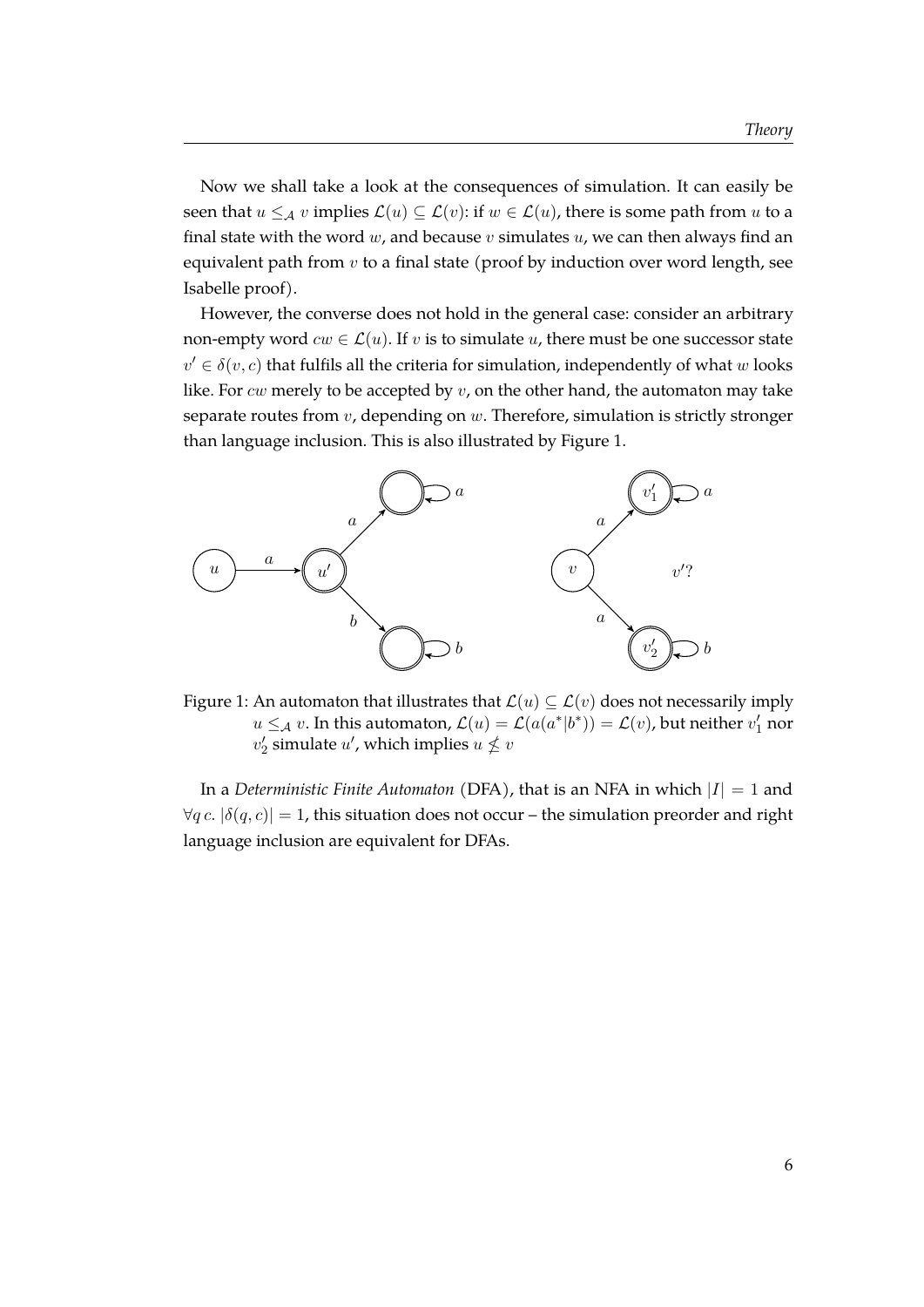Now we shall take a look at the consequences of simulation. It can easily be seen that $u \leq_{\mathcal{A}} v$ implies $\mathcal{L}(u) \subseteq \mathcal{L}(v)$: if $w \in \mathcal{L}(u)$, there is some path from $u$ to a final state with the word $w$, and because $v$ simulates $u$, we can then always find an equivalent path from $v$ to a final state (proof by induction over word length, see Isabelle proof).

However, the converse does not hold in the general case: consider an arbitrary non-empty word $cw \in \mathcal{L}(u)$. If $v$ is to simulate $u$, there must be one successor state $v' \in \delta(v, c)$ that fulfils all the criteria for simulation, independently of what $w$ looks like. For $cw$ merely to be accepted by $v$, on the other hand, the automaton may take separate routes from $v$, depending on $w$. Therefore, simulation is strictly stronger than language inclusion. This is also illustrated by Figure 1.

Figure 1: An automaton that illustrates that $\mathcal{L}(u) \subseteq \mathcal{L}(v)$ does not necessarily imply $u \leq_{\mathcal{A}} v$. In this automaton, $\mathcal{L}(u) = \mathcal{L}(a(a^*|b^*)) = \mathcal{L}(v)$, but neither $v'_1$ nor $v'_2$ simulate $u'$, which implies $u \nleq v$

In a *Deterministic Finite Automaton* (DFA), that is an NFA in which $|I| = 1$ and $\forall q\, c.\ |\delta(q, c)| = 1$, this situation does not occur – the simulation preorder and right language inclusion are equivalent for DFAs.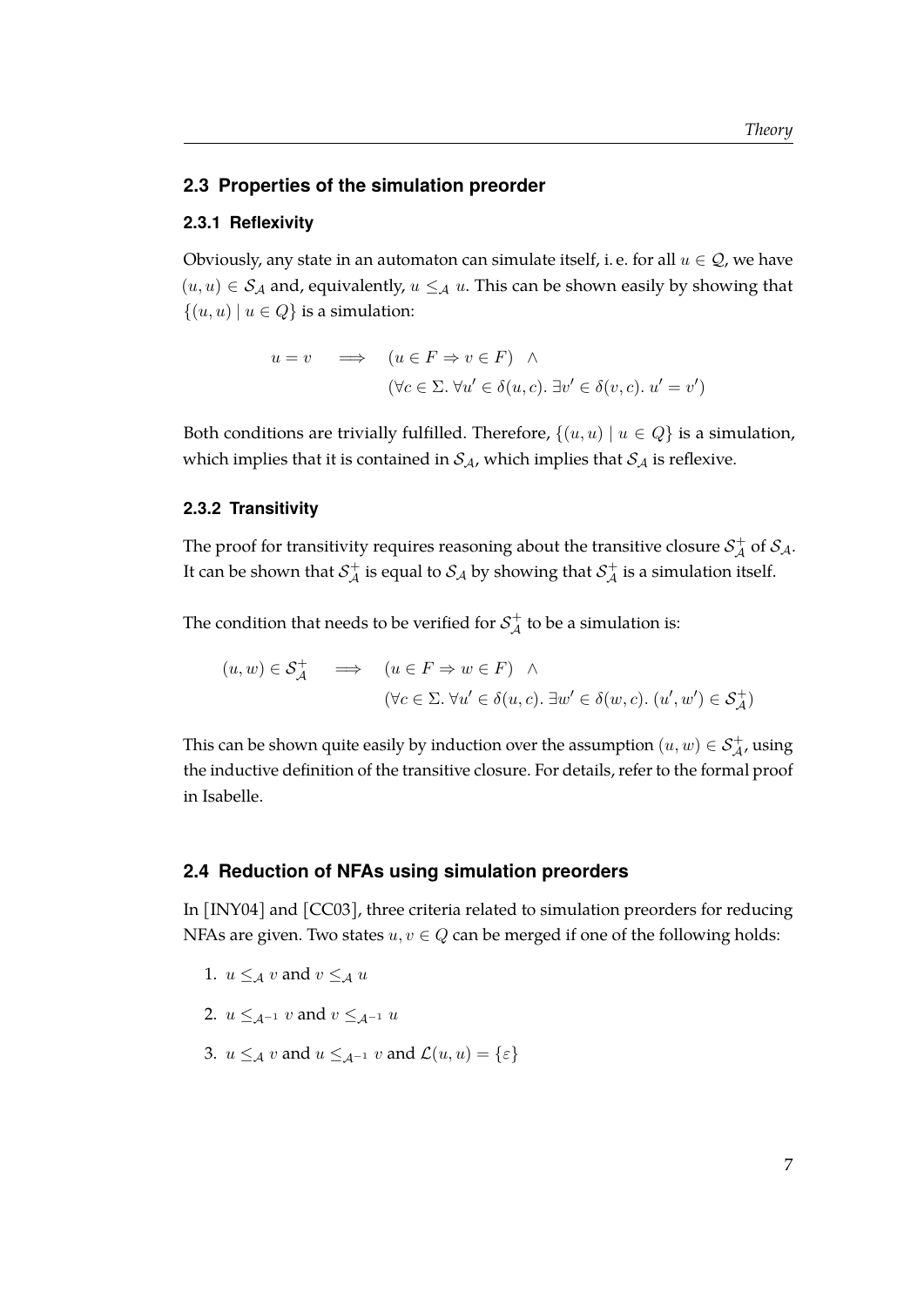## 2.3 Properties of the simulation preorder

### 2.3.1 Reflexivity

Obviously, any state in an automaton can simulate itself, i. e. for all $u \in \mathcal{Q}$, we have $(u, u) \in \mathcal{S}_{\mathcal{A}}$ and, equivalently, $u \leq_{\mathcal{A}} u$. This can be shown easily by showing that $\{(u, u) \mid u \in Q\}$ is a simulation:

$$
\begin{aligned}
u = v \quad \implies \quad & (u \in F \Rightarrow v \in F) \;\; \wedge \\
& (\forall c \in \Sigma.\ \forall u' \in \delta(u, c).\ \exists v' \in \delta(v, c).\ u' = v')
\end{aligned}
$$

Both conditions are trivially fulfilled. Therefore, $\{(u, u) \mid u \in Q\}$ is a simulation, which implies that it is contained in $\mathcal{S}_{\mathcal{A}}$, which implies that $\mathcal{S}_{\mathcal{A}}$ is reflexive.

### 2.3.2 Transitivity

The proof for transitivity requires reasoning about the transitive closure $\mathcal{S}_{\mathcal{A}}^{+}$ of $\mathcal{S}_{\mathcal{A}}$. It can be shown that $\mathcal{S}_{\mathcal{A}}^{+}$ is equal to $\mathcal{S}_{\mathcal{A}}$ by showing that $\mathcal{S}_{\mathcal{A}}^{+}$ is a simulation itself.

The condition that needs to be verified for $\mathcal{S}_{\mathcal{A}}^{+}$ to be a simulation is:

$$
\begin{aligned}
(u, w) \in \mathcal{S}_{\mathcal{A}}^{+} \quad \implies \quad & (u \in F \Rightarrow w \in F) \;\; \wedge \\
& (\forall c \in \Sigma.\ \forall u' \in \delta(u, c).\ \exists w' \in \delta(w, c).\ (u', w') \in \mathcal{S}_{\mathcal{A}}^{+})
\end{aligned}
$$

This can be shown quite easily by induction over the assumption $(u, w) \in \mathcal{S}_{\mathcal{A}}^{+}$, using the inductive definition of the transitive closure. For details, refer to the formal proof in Isabelle.

## 2.4 Reduction of NFAs using simulation preorders

In [INY04] and [CC03], three criteria related to simulation preorders for reducing NFAs are given. Two states $u, v \in Q$ can be merged if one of the following holds:

1. $u \leq_{\mathcal{A}} v$ and $v \leq_{\mathcal{A}} u$
2. $u \leq_{\mathcal{A}^{-1}} v$ and $v \leq_{\mathcal{A}^{-1}} u$
3. $u \leq_{\mathcal{A}} v$ and $u \leq_{\mathcal{A}^{-1}} v$ and $\mathcal{L}(u, u) = \{\varepsilon\}$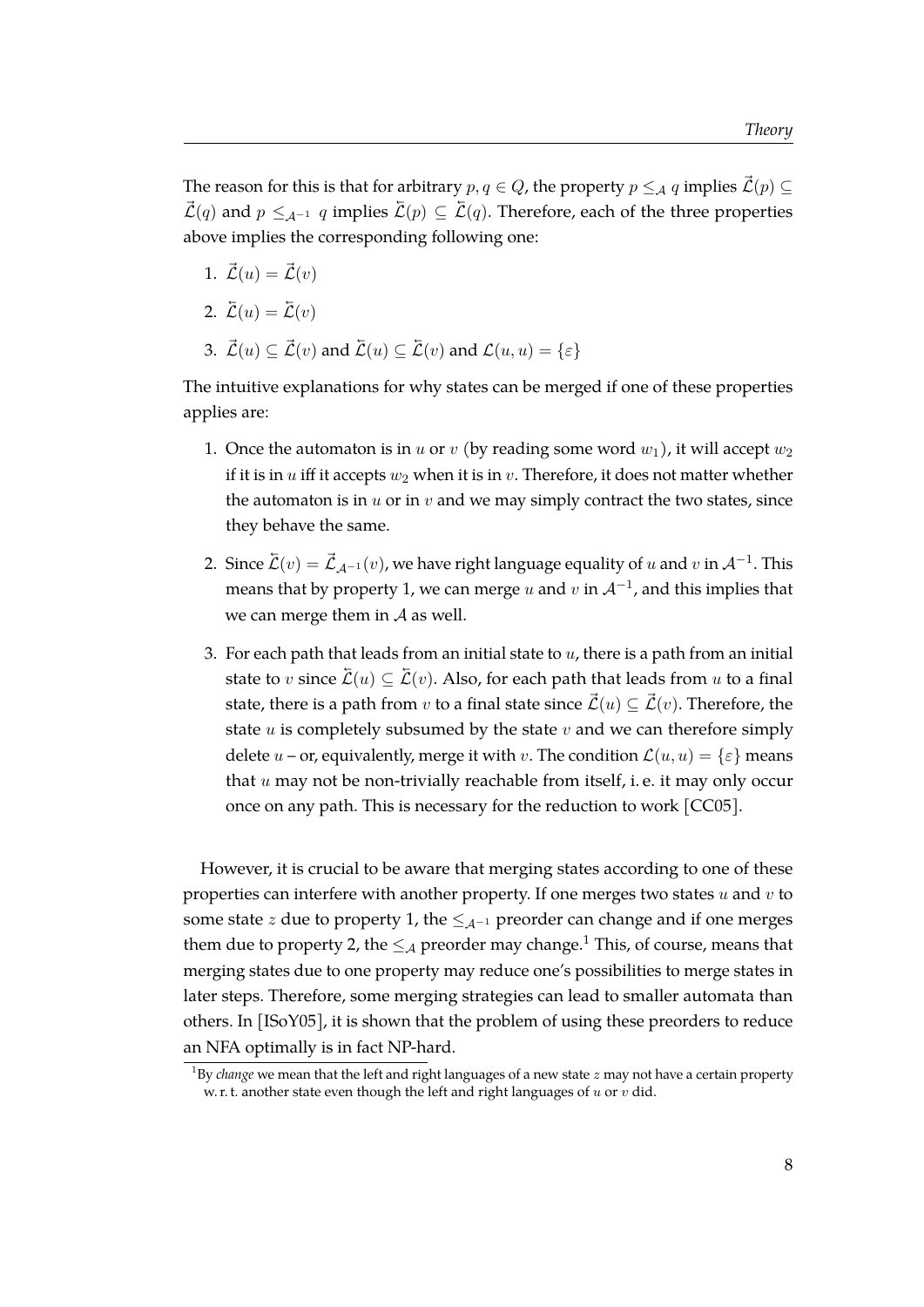The reason for this is that for arbitrary $p, q \in Q$, the property $p \leq_{\mathcal{A}} q$ implies $\vec{\mathcal{L}}(p) \subseteq \vec{\mathcal{L}}(q)$ and $p \leq_{\mathcal{A}^{-1}} q$ implies $\overleftarrow{\mathcal{L}}(p) \subseteq \overleftarrow{\mathcal{L}}(q)$. Therefore, each of the three properties above implies the corresponding following one:

1. $\vec{\mathcal{L}}(u) = \vec{\mathcal{L}}(v)$
2. $\overleftarrow{\mathcal{L}}(u) = \overleftarrow{\mathcal{L}}(v)$
3. $\vec{\mathcal{L}}(u) \subseteq \vec{\mathcal{L}}(v)$ and $\overleftarrow{\mathcal{L}}(u) \subseteq \overleftarrow{\mathcal{L}}(v)$ and $\mathcal{L}(u, u) = \{\varepsilon\}$

The intuitive explanations for why states can be merged if one of these properties applies are:

1. Once the automaton is in $u$ or $v$ (by reading some word $w_1$), it will accept $w_2$ if it is in $u$ iff it accepts $w_2$ when it is in $v$. Therefore, it does not matter whether the automaton is in $u$ or in $v$ and we may simply contract the two states, since they behave the same.
2. Since $\overleftarrow{\mathcal{L}}(v) = \vec{\mathcal{L}}_{\mathcal{A}^{-1}}(v)$, we have right language equality of $u$ and $v$ in $\mathcal{A}^{-1}$. This means that by property 1, we can merge $u$ and $v$ in $\mathcal{A}^{-1}$, and this implies that we can merge them in $\mathcal{A}$ as well.
3. For each path that leads from an initial state to $u$, there is a path from an initial state to $v$ since $\overleftarrow{\mathcal{L}}(u) \subseteq \overleftarrow{\mathcal{L}}(v)$. Also, for each path that leads from $u$ to a final state, there is a path from $v$ to a final state since $\vec{\mathcal{L}}(u) \subseteq \vec{\mathcal{L}}(v)$. Therefore, the state $u$ is completely subsumed by the state $v$ and we can therefore simply delete $u$ – or, equivalently, merge it with $v$. The condition $\mathcal{L}(u, u) = \{\varepsilon\}$ means that $u$ may not be non-trivially reachable from itself, i. e. it may only occur once on any path. This is necessary for the reduction to work [CC05].

However, it is crucial to be aware that merging states according to one of these properties can interfere with another property. If one merges two states $u$ and $v$ to some state $z$ due to property 1, the $\leq_{\mathcal{A}^{-1}}$ preorder can change and if one merges them due to property 2, the $\leq_{\mathcal{A}}$ preorder may change.[1] This, of course, means that merging states due to one property may reduce one's possibilities to merge states in later steps. Therefore, some merging strategies can lead to smaller automata than others. In [ISoY05], it is shown that the problem of using these preorders to reduce an NFA optimally is in fact NP-hard.

[1] By *change* we mean that the left and right languages of a new state $z$ may not have a certain property w. r. t. another state even though the left and right languages of $u$ or $v$ did.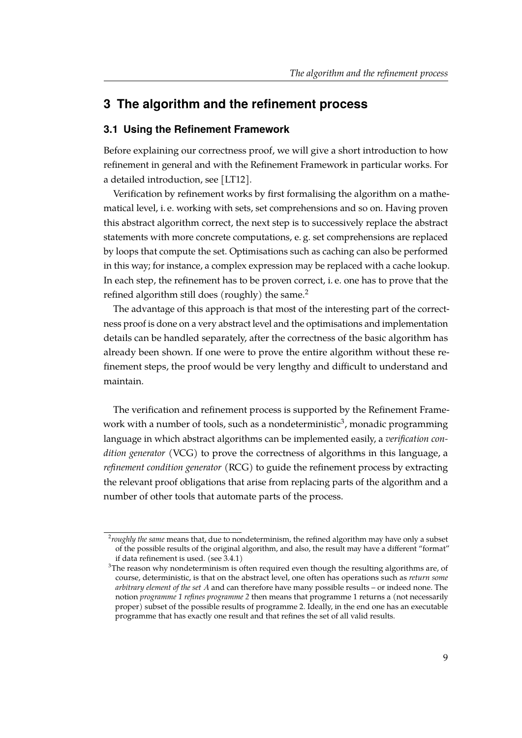# 3 The algorithm and the refinement process

## 3.1 Using the Refinement Framework

Before explaining our correctness proof, we will give a short introduction to how refinement in general and with the Refinement Framework in particular works. For a detailed introduction, see [LT12].

Verification by refinement works by first formalising the algorithm on a mathematical level, i. e. working with sets, set comprehensions and so on. Having proven this abstract algorithm correct, the next step is to successively replace the abstract statements with more concrete computations, e. g. set comprehensions are replaced by loops that compute the set. Optimisations such as caching can also be performed in this way; for instance, a complex expression may be replaced with a cache lookup. In each step, the refinement has to be proven correct, i. e. one has to prove that the refined algorithm still does (roughly) the same.[2]

The advantage of this approach is that most of the interesting part of the correctness proof is done on a very abstract level and the optimisations and implementation details can be handled separately, after the correctness of the basic algorithm has already been shown. If one were to prove the entire algorithm without these refinement steps, the proof would be very lengthy and difficult to understand and maintain.

The verification and refinement process is supported by the Refinement Framework with a number of tools, such as a nondeterministic[3], monadic programming language in which abstract algorithms can be implemented easily, a *verification condition generator* (VCG) to prove the correctness of algorithms in this language, a *refinement condition generator* (RCG) to guide the refinement process by extracting the relevant proof obligations that arise from replacing parts of the algorithm and a number of other tools that automate parts of the process.

---

[2] *roughly the same* means that, due to nondeterminism, the refined algorithm may have only a subset of the possible results of the original algorithm, and also, the result may have a different "format" if data refinement is used. (see 3.4.1)

[3] The reason why nondeterminism is often required even though the resulting algorithms are, of course, deterministic, is that on the abstract level, one often has operations such as *return some arbitrary element of the set $A$* and can therefore have many possible results – or indeed none. The notion *programme 1 refines programme 2* then means that programme 1 returns a (not necessarily proper) subset of the possible results of programme 2. Ideally, in the end one has an executable programme that has exactly one result and that refines the set of all valid results.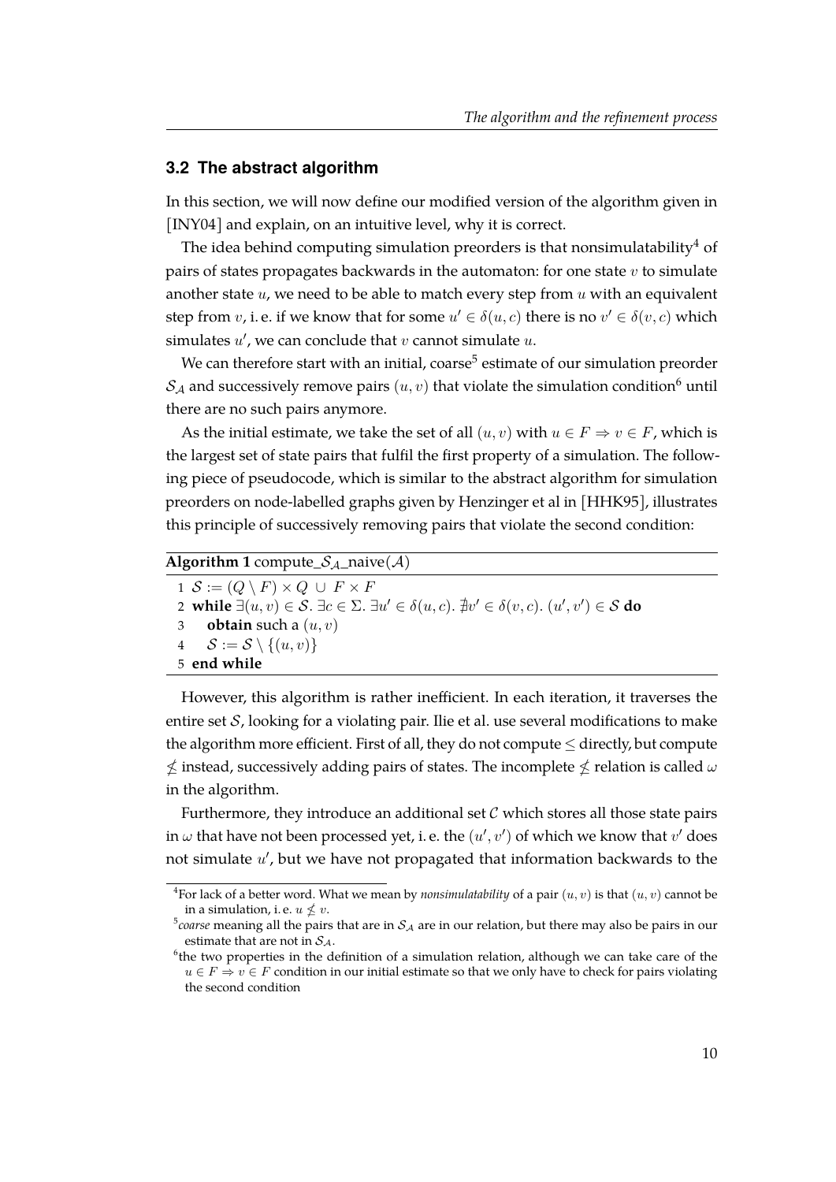## 3.2 The abstract algorithm

In this section, we will now define our modified version of the algorithm given in [INY04] and explain, on an intuitive level, why it is correct.

The idea behind computing simulation preorders is that nonsimulatability[4] of pairs of states propagates backwards in the automaton: for one state $v$ to simulate another state $u$, we need to be able to match every step from $u$ with an equivalent step from $v$, i. e. if we know that for some $u' \in \delta(u, c)$ there is no $v' \in \delta(v, c)$ which simulates $u'$, we can conclude that $v$ cannot simulate $u$.

We can therefore start with an initial, coarse[5] estimate of our simulation preorder $\mathcal{S}_\mathcal{A}$ and successively remove pairs $(u, v)$ that violate the simulation condition[6] until there are no such pairs anymore.

As the initial estimate, we take the set of all $(u, v)$ with $u \in F \Rightarrow v \in F$, which is the largest set of state pairs that fulfil the first property of a simulation. The following piece of pseudocode, which is similar to the abstract algorithm for simulation preorders on node-labelled graphs given by Henzinger et al in [HHK95], illustrates this principle of successively removing pairs that violate the second condition:

**Algorithm 1** compute_$\mathcal{S}_\mathcal{A}$_naive($\mathcal{A}$)

```
1 S := (Q \ F) × Q ∪ F × F
2 while ∃(u, v) ∈ S. ∃c ∈ Σ. ∃u' ∈ δ(u, c). ∄v' ∈ δ(v, c). (u', v') ∈ S do
3     obtain such a (u, v)
4     S := S \ {(u, v)}
5 end while
```

However, this algorithm is rather inefficient. In each iteration, it traverses the entire set $\mathcal{S}$, looking for a violating pair. Ilie et al. use several modifications to make the algorithm more efficient. First of all, they do not compute $\leq$ directly, but compute $\not\leq$ instead, successively adding pairs of states. The incomplete $\not\leq$ relation is called $\omega$ in the algorithm.

Furthermore, they introduce an additional set $\mathcal{C}$ which stores all those state pairs in $\omega$ that have not been processed yet, i. e. the $(u', v')$ of which we know that $v'$ does not simulate $u'$, but we have not propagated that information backwards to the

[4] For lack of a better word. What we mean by *nonsimulatability* of a pair $(u, v)$ is that $(u, v)$ cannot be in a simulation, i. e. $u \not\leq v$.

[5] *coarse* meaning all the pairs that are in $\mathcal{S}_\mathcal{A}$ are in our relation, but there may also be pairs in our estimate that are not in $\mathcal{S}_\mathcal{A}$.

[6] the two properties in the definition of a simulation relation, although we can take care of the $u \in F \Rightarrow v \in F$ condition in our initial estimate so that we only have to check for pairs violating the second condition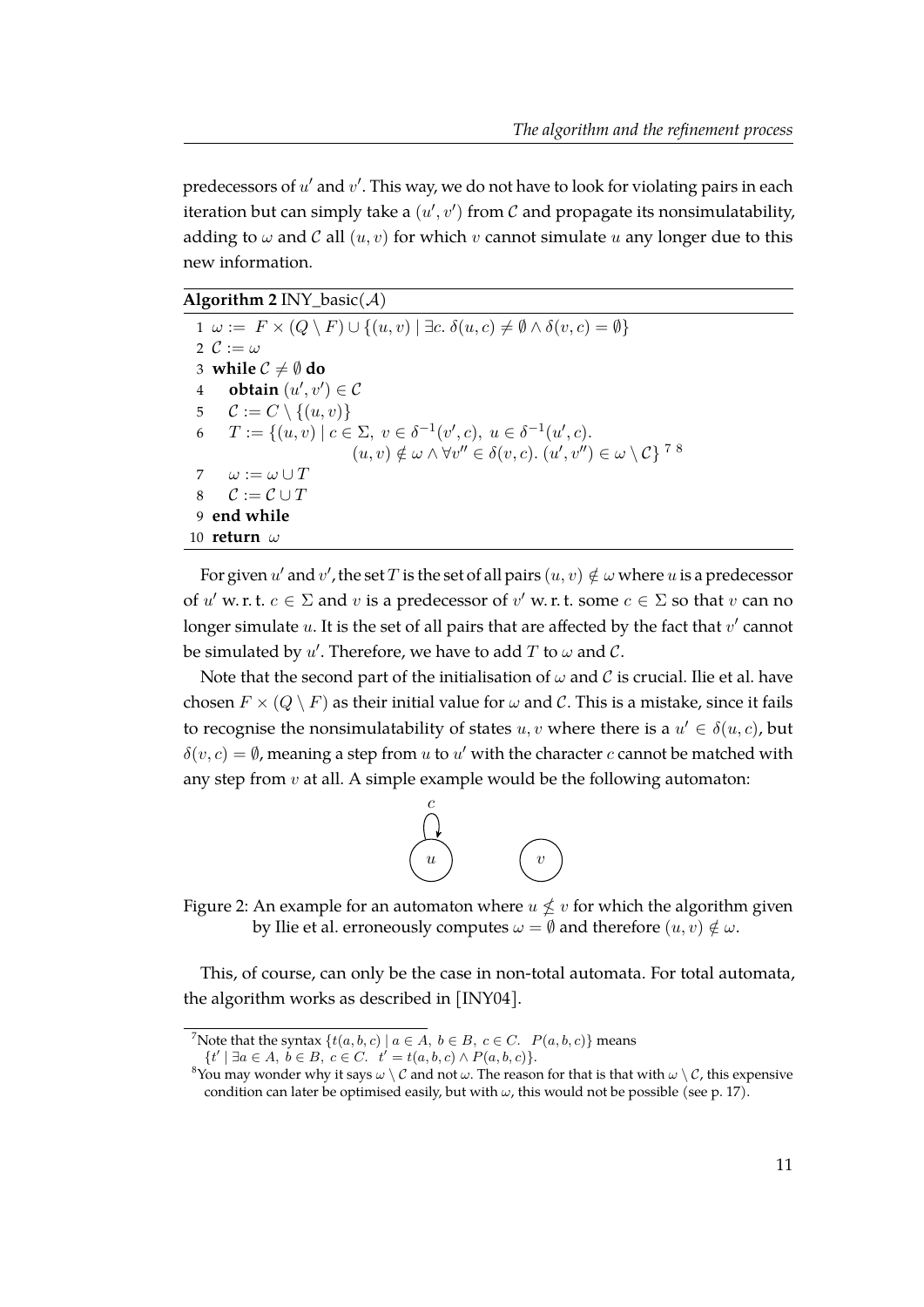predecessors of $u'$ and $v'$. This way, we do not have to look for violating pairs in each iteration but can simply take a $(u', v')$ from $\mathcal{C}$ and propagate its nonsimulatability, adding to $\omega$ and $\mathcal{C}$ all $(u, v)$ for which $v$ cannot simulate $u$ any longer due to this new information.

**Algorithm 2** INY_basic($\mathcal{A}$)

```
1  ω := F × (Q \ F) ∪ {(u, v) | ∃c. δ(u, c) ≠ ∅ ∧ δ(v, c) = ∅}
2  C := ω
3  while C ≠ ∅ do
4      obtain (u', v') ∈ C
5      C := C \ {(u, v)}
6      T := {(u, v) | c ∈ Σ, v ∈ δ⁻¹(v', c), u ∈ δ⁻¹(u', c).
                 (u, v) ∉ ω ∧ ∀v'' ∈ δ(v, c). (u', v'') ∈ ω \ C} [7] [8]
7      ω := ω ∪ T
8      C := C ∪ T
9  end while
10 return ω
```

For given $u'$ and $v'$, the set $T$ is the set of all pairs $(u, v) \notin \omega$ where $u$ is a predecessor of $u'$ w. r. t. $c \in \Sigma$ and $v$ is a predecessor of $v'$ w. r. t. some $c \in \Sigma$ so that $v$ can no longer simulate $u$. It is the set of all pairs that are affected by the fact that $v'$ cannot be simulated by $u'$. Therefore, we have to add $T$ to $\omega$ and $\mathcal{C}$.

Note that the second part of the initialisation of $\omega$ and $\mathcal{C}$ is crucial. Ilie et al. have chosen $F \times (Q \setminus F)$ as their initial value for $\omega$ and $\mathcal{C}$. This is a mistake, since it fails to recognise the nonsimulatability of states $u, v$ where there is a $u' \in \delta(u, c)$, but $\delta(v, c) = \emptyset$, meaning a step from $u$ to $u'$ with the character $c$ cannot be matched with any step from $v$ at all. A simple example would be the following automaton:

Figure 2: An example for an automaton where $u \not\leq v$ for which the algorithm given by Ilie et al. erroneously computes $\omega = \emptyset$ and therefore $(u, v) \notin \omega$.

This, of course, can only be the case in non-total automata. For total automata, the algorithm works as described in [INY04].

[7] Note that the syntax $\{t(a, b, c) \mid a \in A,\ b \in B,\ c \in C.\ \ P(a, b, c)\}$ means $\{t' \mid \exists a \in A,\ b \in B,\ c \in C.\ \ t' = t(a, b, c) \wedge P(a, b, c)\}$.

[8] You may wonder why it says $\omega \setminus \mathcal{C}$ and not $\omega$. The reason for that is that with $\omega \setminus \mathcal{C}$, this expensive condition can later be optimised easily, but with $\omega$, this would not be possible (see p. 17).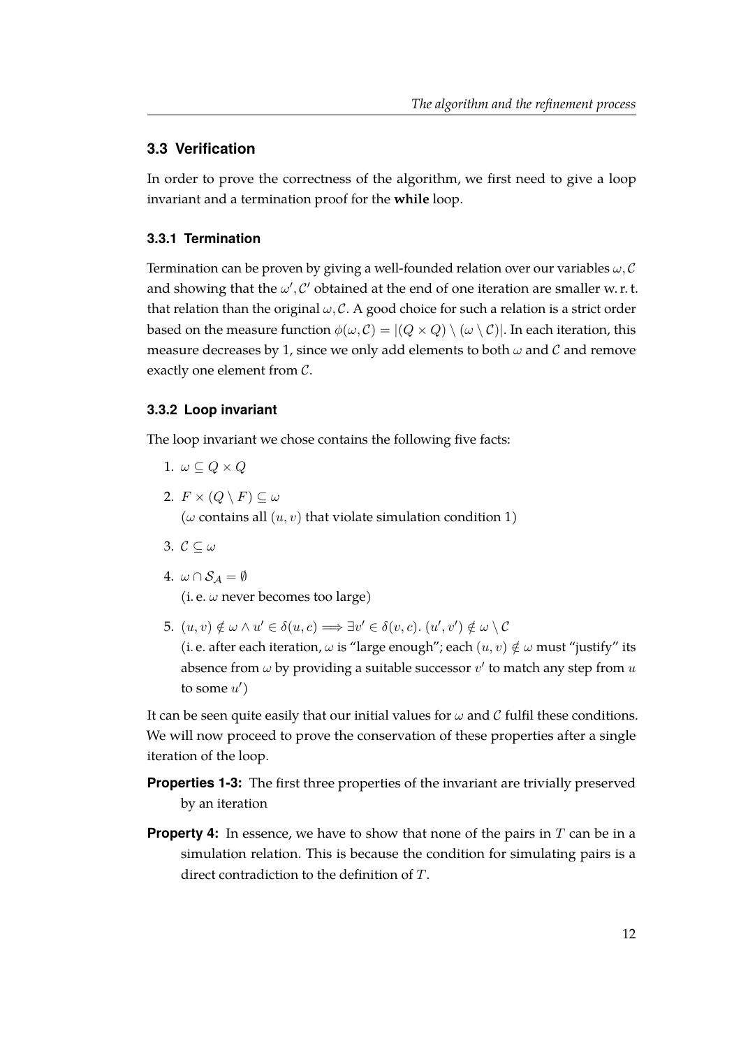## 3.3 Verification

In order to prove the correctness of the algorithm, we first need to give a loop invariant and a termination proof for the **while** loop.

### 3.3.1 Termination

Termination can be proven by giving a well-founded relation over our variables $\omega, \mathcal{C}$ and showing that the $\omega', \mathcal{C}'$ obtained at the end of one iteration are smaller w. r. t. that relation than the original $\omega, \mathcal{C}$. A good choice for such a relation is a strict order based on the measure function $\phi(\omega, \mathcal{C}) = |(Q \times Q) \setminus (\omega \setminus \mathcal{C})|$. In each iteration, this measure decreases by 1, since we only add elements to both $\omega$ and $\mathcal{C}$ and remove exactly one element from $\mathcal{C}$.

### 3.3.2 Loop invariant

The loop invariant we chose contains the following five facts:

1. $\omega \subseteq Q \times Q$
2. $F \times (Q \setminus F) \subseteq \omega$
   ($\omega$ contains all $(u, v)$ that violate simulation condition 1)
3. $\mathcal{C} \subseteq \omega$
4. $\omega \cap \mathcal{S}_{\mathcal{A}} = \emptyset$
   (i. e. $\omega$ never becomes too large)
5. $(u, v) \notin \omega \wedge u' \in \delta(u, c) \Longrightarrow \exists v' \in \delta(v, c).\ (u', v') \notin \omega \setminus \mathcal{C}$
   (i. e. after each iteration, $\omega$ is "large enough"; each $(u, v) \notin \omega$ must "justify" its absence from $\omega$ by providing a suitable successor $v'$ to match any step from $u$ to some $u'$)

It can be seen quite easily that our initial values for $\omega$ and $\mathcal{C}$ fulfil these conditions. We will now proceed to prove the conservation of these properties after a single iteration of the loop.

**Properties 1-3:** The first three properties of the invariant are trivially preserved by an iteration

**Property 4:** In essence, we have to show that none of the pairs in $T$ can be in a simulation relation. This is because the condition for simulating pairs is a direct contradiction to the definition of $T$.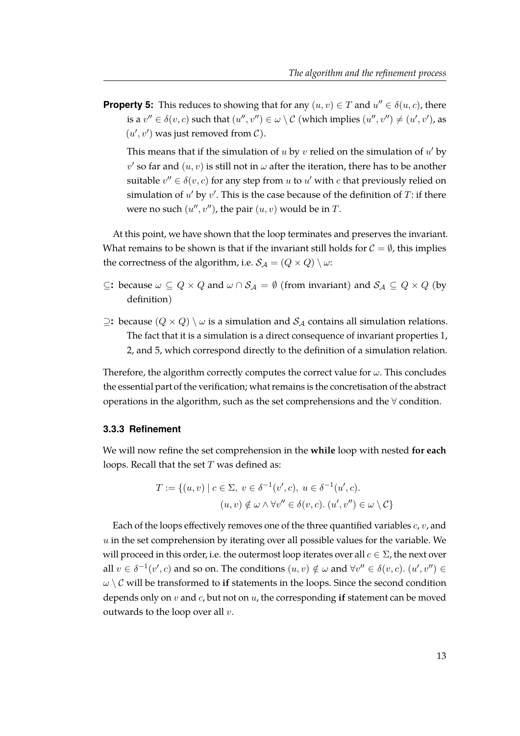**Property 5:** This reduces to showing that for any $(u, v) \in T$ and $u'' \in \delta(u, c)$, there is a $v'' \in \delta(v, c)$ such that $(u'', v'') \in \omega \setminus \mathcal{C}$ (which implies $(u'', v'') \neq (u', v')$, as $(u', v')$ was just removed from $\mathcal{C}$).

This means that if the simulation of $u$ by $v$ relied on the simulation of $u'$ by $v'$ so far and $(u, v)$ is still not in $\omega$ after the iteration, there has to be another suitable $v'' \in \delta(v, c)$ for any step from $u$ to $u'$ with $c$ that previously relied on simulation of $u'$ by $v'$. This is the case because of the definition of $T$: if there were no such $(u'', v'')$, the pair $(u, v)$ would be in $T$.

At this point, we have shown that the loop terminates and preserves the invariant. What remains to be shown is that if the invariant still holds for $\mathcal{C} = \emptyset$, this implies the correctness of the algorithm, i.e. $\mathcal{S}_\mathcal{A} = (Q \times Q) \setminus \omega$:

- **$\subseteq$:** because $\omega \subseteq Q \times Q$ and $\omega \cap \mathcal{S}_\mathcal{A} = \emptyset$ (from invariant) and $\mathcal{S}_\mathcal{A} \subseteq Q \times Q$ (by definition)
- **$\supseteq$:** because $(Q \times Q) \setminus \omega$ is a simulation and $\mathcal{S}_\mathcal{A}$ contains all simulation relations. The fact that it is a simulation is a direct consequence of invariant properties 1, 2, and 5, which correspond directly to the definition of a simulation relation.

Therefore, the algorithm correctly computes the correct value for $\omega$. This concludes the essential part of the verification; what remains is the concretisation of the abstract operations in the algorithm, such as the set comprehensions and the $\forall$ condition.

### 3.3.3 Refinement

We will now refine the set comprehension in the **while** loop with nested **for each** loops. Recall that the set $T$ was defined as:

$$T := \{(u, v) \mid c \in \Sigma,\ v \in \delta^{-1}(v', c),\ u \in \delta^{-1}(u', c).$$
$$(u, v) \notin \omega \wedge \forall v'' \in \delta(v, c).\ (u', v'') \in \omega \setminus \mathcal{C}\}$$

Each of the loops effectively removes one of the three quantified variables $c$, $v$, and $u$ in the set comprehension by iterating over all possible values for the variable. We will proceed in this order, i.e. the outermost loop iterates over all $c \in \Sigma$, the next over all $v \in \delta^{-1}(v', c)$ and so on. The conditions $(u, v) \notin \omega$ and $\forall v'' \in \delta(v, c).\ (u', v'') \in \omega \setminus \mathcal{C}$ will be transformed to **if** statements in the loops. Since the second condition depends only on $v$ and $c$, but not on $u$, the corresponding **if** statement can be moved outwards to the loop over all $v$.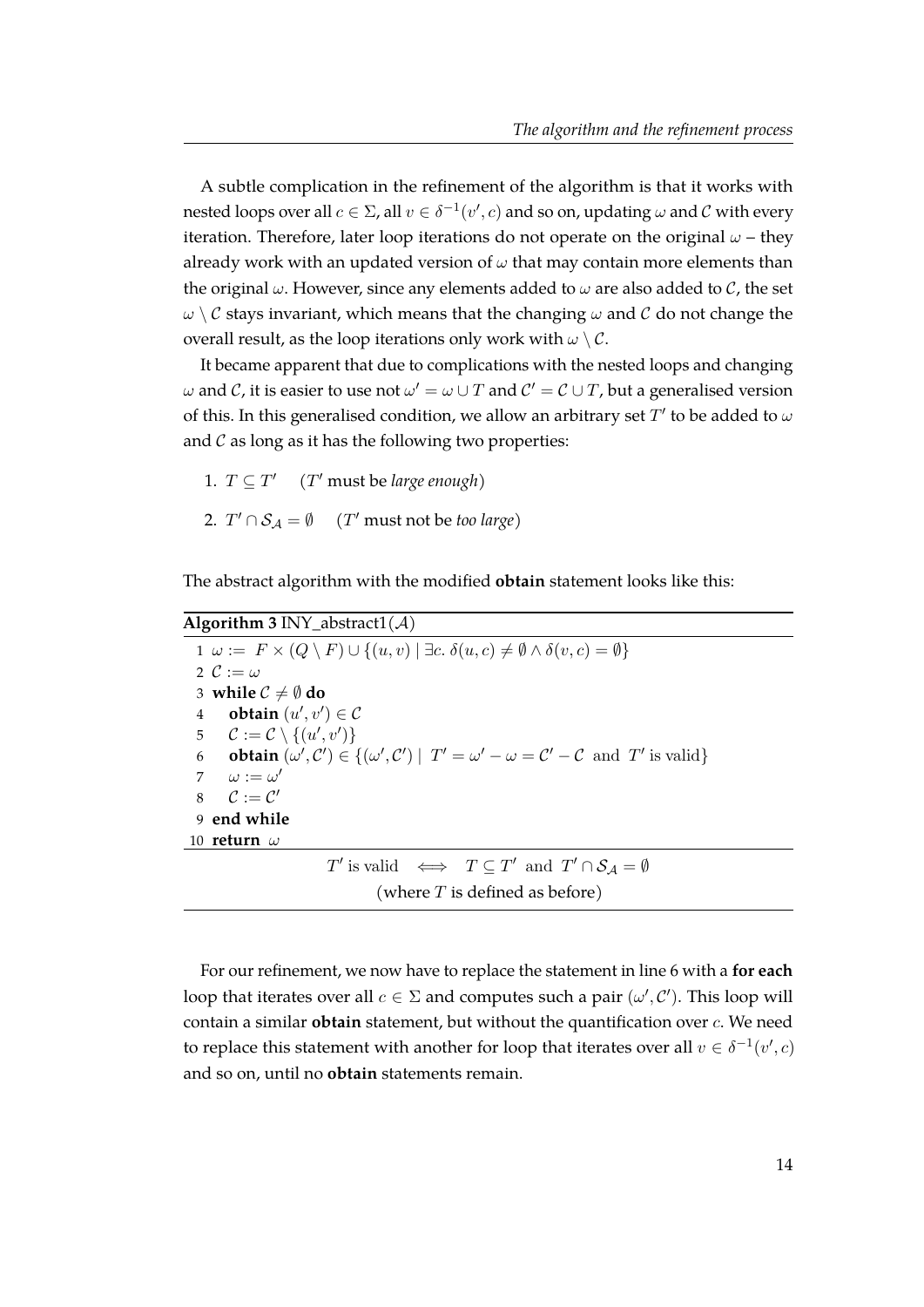A subtle complication in the refinement of the algorithm is that it works with nested loops over all $c \in \Sigma$, all $v \in \delta^{-1}(v', c)$ and so on, updating $\omega$ and $\mathcal{C}$ with every iteration. Therefore, later loop iterations do not operate on the original $\omega$ – they already work with an updated version of $\omega$ that may contain more elements than the original $\omega$. However, since any elements added to $\omega$ are also added to $\mathcal{C}$, the set $\omega \setminus \mathcal{C}$ stays invariant, which means that the changing $\omega$ and $\mathcal{C}$ do not change the overall result, as the loop iterations only work with $\omega \setminus \mathcal{C}$.

It became apparent that due to complications with the nested loops and changing $\omega$ and $\mathcal{C}$, it is easier to use not $\omega' = \omega \cup T$ and $\mathcal{C}' = \mathcal{C} \cup T$, but a generalised version of this. In this generalised condition, we allow an arbitrary set $T'$ to be added to $\omega$ and $\mathcal{C}$ as long as it has the following two properties:

1. $T \subseteq T'$ ($T'$ must be *large enough*)
2. $T' \cap \mathcal{S}_{\mathcal{A}} = \emptyset$ ($T'$ must not be *too large*)

The abstract algorithm with the modified **obtain** statement looks like this:

**Algorithm 3** INY_abstract1($\mathcal{A}$)

```
1  ω := F × (Q \ F) ∪ {(u, v) | ∃c. δ(u, c) ≠ ∅ ∧ δ(v, c) = ∅}
2  C := ω
3  while C ≠ ∅ do
4      obtain (u', v') ∈ C
5      C := C \ {(u', v')}
6      obtain (ω', C') ∈ {(ω', C') | T' = ω' − ω = C' − C  and  T' is valid}
7      ω := ω'
8      C := C'
9  end while
10 return ω
```

$$T' \text{ is valid} \iff T \subseteq T' \text{ and } T' \cap \mathcal{S}_{\mathcal{A}} = \emptyset$$

(where $T$ is defined as before)

For our refinement, we now have to replace the statement in line 6 with a **for each** loop that iterates over all $c \in \Sigma$ and computes such a pair $(\omega', \mathcal{C}')$. This loop will contain a similar **obtain** statement, but without the quantification over $c$. We need to replace this statement with another for loop that iterates over all $v \in \delta^{-1}(v', c)$ and so on, until no **obtain** statements remain.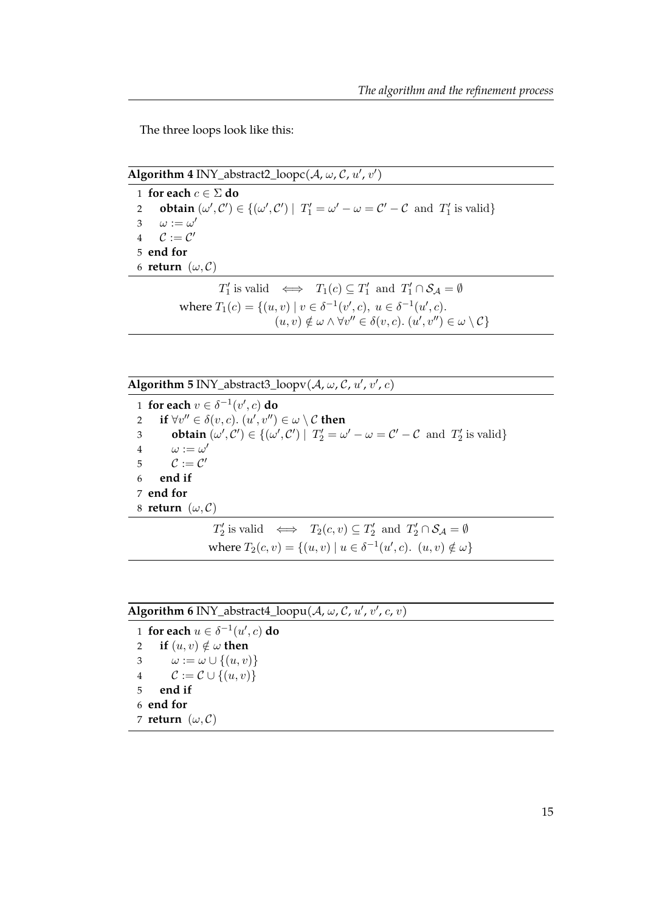The three loops look like this:

**Algorithm 4** INY_abstract2_loopc($\mathcal{A}$, $\omega$, $\mathcal{C}$, $u'$, $v'$)

```
1 for each c ∈ Σ do
2     obtain (ω', C') ∈ {(ω', C') | T'_1 = ω' − ω = C' − C and T'_1 is valid}
3     ω := ω'
4     C := C'
5 end for
6 return (ω, C)
```

$$T'_1 \text{ is valid} \iff T_1(c) \subseteq T'_1 \text{ and } T'_1 \cap \mathcal{S}_\mathcal{A} = \emptyset$$

$$\text{where } T_1(c) = \{(u,v) \mid v \in \delta^{-1}(v',c),\ u \in \delta^{-1}(u',c).\ (u,v) \notin \omega \wedge \forall v'' \in \delta(v,c).\ (u',v'') \in \omega \setminus \mathcal{C}\}$$

**Algorithm 5** INY_abstract3_loopv($\mathcal{A}$, $\omega$, $\mathcal{C}$, $u'$, $v'$, $c$)

```
1 for each v ∈ δ^{-1}(v', c) do
2     if ∀v'' ∈ δ(v, c). (u', v'') ∈ ω \ C then
3         obtain (ω', C') ∈ {(ω', C') | T'_2 = ω' − ω = C' − C and T'_2 is valid}
4         ω := ω'
5         C := C'
6     end if
7 end for
8 return (ω, C)
```

$$T'_2 \text{ is valid} \iff T_2(c,v) \subseteq T'_2 \text{ and } T'_2 \cap \mathcal{S}_\mathcal{A} = \emptyset$$

$$\text{where } T_2(c,v) = \{(u,v) \mid u \in \delta^{-1}(u',c).\ (u,v) \notin \omega\}$$

**Algorithm 6** INY_abstract4_loopu($\mathcal{A}$, $\omega$, $\mathcal{C}$, $u'$, $v'$, $c$, $v$)

```
1 for each u ∈ δ^{-1}(u', c) do
2     if (u, v) ∉ ω then
3         ω := ω ∪ {(u, v)}
4         C := C ∪ {(u, v)}
5     end if
6 end for
7 return (ω, C)
```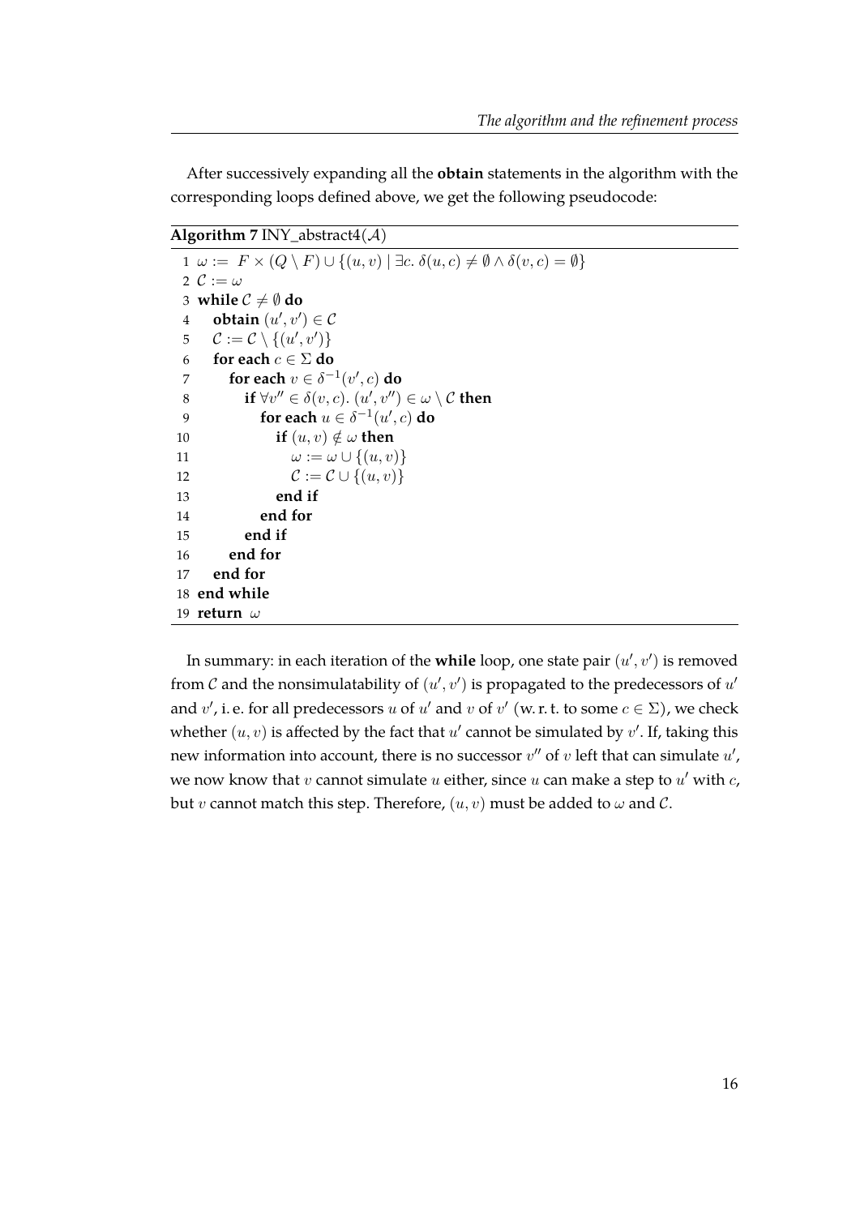After successively expanding all the **obtain** statements in the algorithm with the corresponding loops defined above, we get the following pseudocode:

**Algorithm 7** INY_abstract4($\mathcal{A}$)

```
 1 ω := F × (Q \ F) ∪ {(u, v) | ∃c. δ(u, c) ≠ ∅ ∧ δ(v, c) = ∅}
 2 C := ω
 3 while C ≠ ∅ do
 4   obtain (u′, v′) ∈ C
 5   C := C \ {(u′, v′)}
 6   for each c ∈ Σ do
 7     for each v ∈ δ⁻¹(v′, c) do
 8       if ∀v″ ∈ δ(v, c). (u′, v″) ∈ ω \ C then
 9         for each u ∈ δ⁻¹(u′, c) do
10           if (u, v) ∉ ω then
11             ω := ω ∪ {(u, v)}
12             C := C ∪ {(u, v)}
13           end if
14         end for
15       end if
16     end for
17   end for
18 end while
19 return ω
```

In summary: in each iteration of the **while** loop, one state pair $(u', v')$ is removed from $\mathcal{C}$ and the nonsimulatability of $(u', v')$ is propagated to the predecessors of $u'$ and $v'$, i. e. for all predecessors $u$ of $u'$ and $v$ of $v'$ (w. r. t. to some $c \in \Sigma$), we check whether $(u, v)$ is affected by the fact that $u'$ cannot be simulated by $v'$. If, taking this new information into account, there is no successor $v''$ of $v$ left that can simulate $u'$, we now know that $v$ cannot simulate $u$ either, since $u$ can make a step to $u'$ with $c$, but $v$ cannot match this step. Therefore, $(u, v)$ must be added to $\omega$ and $\mathcal{C}$.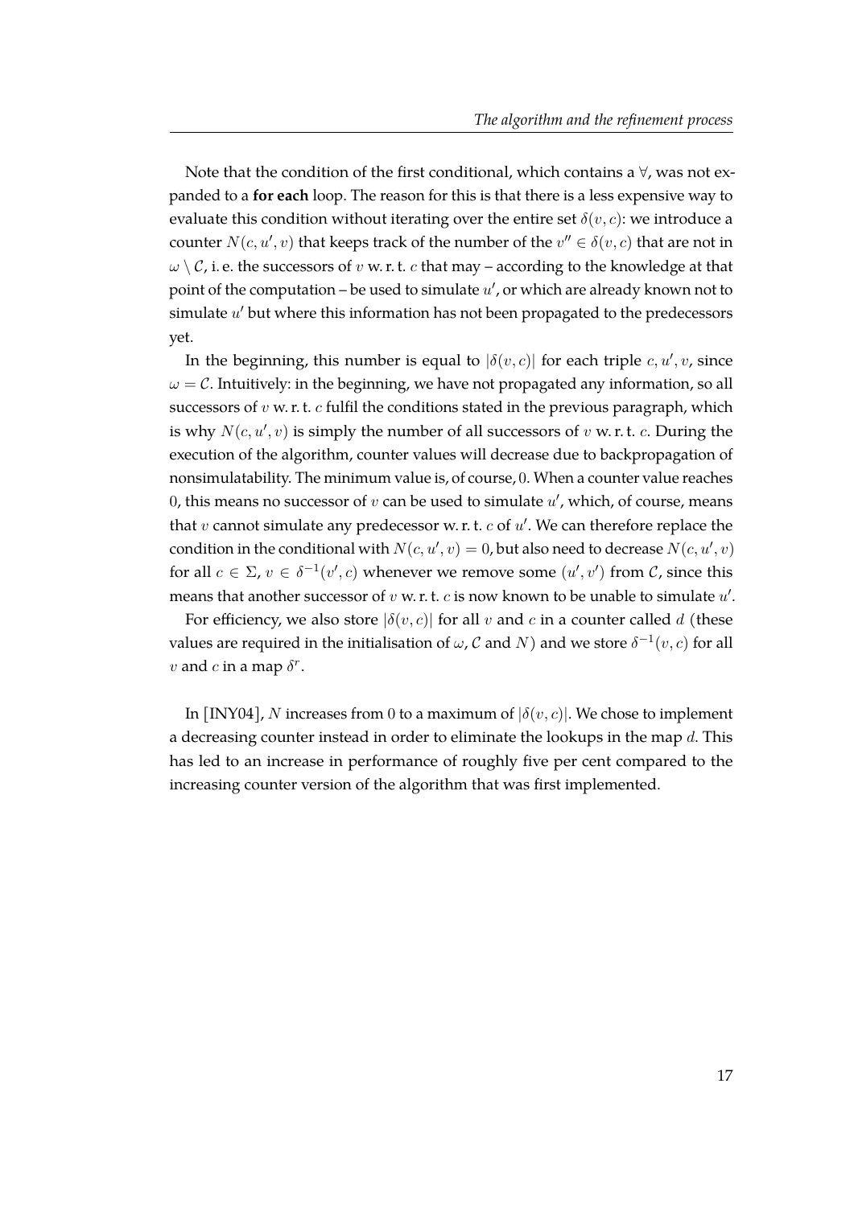Note that the condition of the first conditional, which contains a $\forall$, was not expanded to a **for each** loop. The reason for this is that there is a less expensive way to evaluate this condition without iterating over the entire set $\delta(v, c)$: we introduce a counter $N(c, u', v)$ that keeps track of the number of the $v'' \in \delta(v, c)$ that are not in $\omega \setminus \mathcal{C}$, i. e. the successors of $v$ w. r. t. $c$ that may – according to the knowledge at that point of the computation – be used to simulate $u'$, or which are already known not to simulate $u'$ but where this information has not been propagated to the predecessors yet.

In the beginning, this number is equal to $|\delta(v, c)|$ for each triple $c, u', v$, since $\omega = \mathcal{C}$. Intuitively: in the beginning, we have not propagated any information, so all successors of $v$ w. r. t. $c$ fulfil the conditions stated in the previous paragraph, which is why $N(c, u', v)$ is simply the number of all successors of $v$ w. r. t. $c$. During the execution of the algorithm, counter values will decrease due to backpropagation of nonsimulatability. The minimum value is, of course, $0$. When a counter value reaches $0$, this means no successor of $v$ can be used to simulate $u'$, which, of course, means that $v$ cannot simulate any predecessor w. r. t. $c$ of $u'$. We can therefore replace the condition in the conditional with $N(c, u', v) = 0$, but also need to decrease $N(c, u', v)$ for all $c \in \Sigma$, $v \in \delta^{-1}(v', c)$ whenever we remove some $(u', v')$ from $\mathcal{C}$, since this means that another successor of $v$ w. r. t. $c$ is now known to be unable to simulate $u'$.

For efficiency, we also store $|\delta(v, c)|$ for all $v$ and $c$ in a counter called $d$ (these values are required in the initialisation of $\omega$, $\mathcal{C}$ and $N$) and we store $\delta^{-1}(v, c)$ for all $v$ and $c$ in a map $\delta^r$.

In [INY04], $N$ increases from $0$ to a maximum of $|\delta(v, c)|$. We chose to implement a decreasing counter instead in order to eliminate the lookups in the map $d$. This has led to an increase in performance of roughly five per cent compared to the increasing counter version of the algorithm that was first implemented.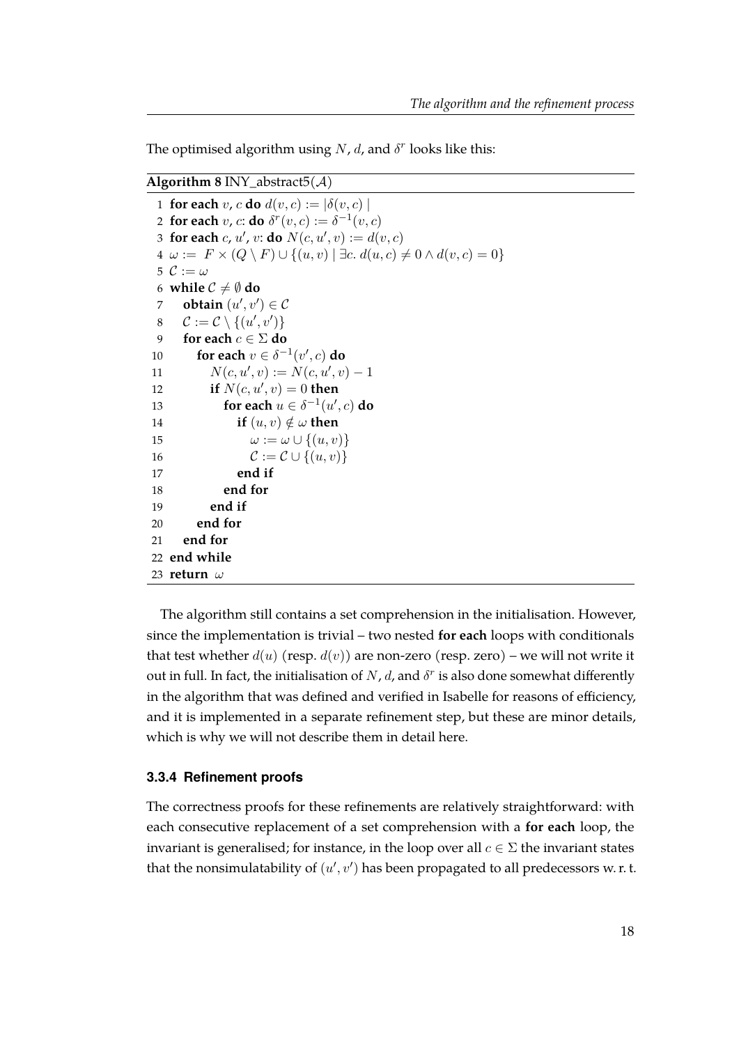The optimised algorithm using $N$, $d$, and $\delta^r$ looks like this:

**Algorithm 8** INY_abstract5($\mathcal{A}$)

```
 1 for each v, c do d(v, c) := |δ(v, c)|
 2 for each v, c: do δ^r(v, c) := δ^{-1}(v, c)
 3 for each c, u', v: do N(c, u', v) := d(v, c)
 4 ω := F × (Q \ F) ∪ {(u, v) | ∃c. d(u, c) ≠ 0 ∧ d(v, c) = 0}
 5 C := ω
 6 while C ≠ ∅ do
 7    obtain (u', v') ∈ C
 8    C := C \ {(u', v')}
 9    for each c ∈ Σ do
10       for each v ∈ δ^{-1}(v', c) do
11          N(c, u', v) := N(c, u', v) − 1
12          if N(c, u', v) = 0 then
13             for each u ∈ δ^{-1}(u', c) do
14                if (u, v) ∉ ω then
15                   ω := ω ∪ {(u, v)}
16                   C := C ∪ {(u, v)}
17                end if
18             end for
19          end if
20       end for
21    end for
22 end while
23 return ω
```

The algorithm still contains a set comprehension in the initialisation. However, since the implementation is trivial – two nested **for each** loops with conditionals that test whether $d(u)$ (resp. $d(v)$) are non-zero (resp. zero) – we will not write it out in full. In fact, the initialisation of $N$, $d$, and $\delta^r$ is also done somewhat differently in the algorithm that was defined and verified in Isabelle for reasons of efficiency, and it is implemented in a separate refinement step, but these are minor details, which is why we will not describe them in detail here.

### 3.3.4 Refinement proofs

The correctness proofs for these refinements are relatively straightforward: with each consecutive replacement of a set comprehension with a **for each** loop, the invariant is generalised; for instance, in the loop over all $c \in \Sigma$ the invariant states that the nonsimulatability of $(u', v')$ has been propagated to all predecessors w. r. t.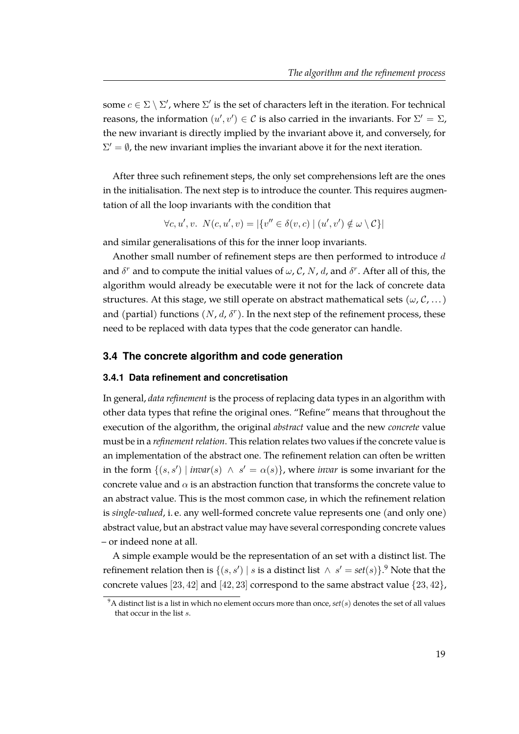some $c \in \Sigma \setminus \Sigma'$, where $\Sigma'$ is the set of characters left in the iteration. For technical reasons, the information $(u', v') \in \mathcal{C}$ is also carried in the invariants. For $\Sigma' = \Sigma$, the new invariant is directly implied by the invariant above it, and conversely, for $\Sigma' = \emptyset$, the new invariant implies the invariant above it for the next iteration.

After three such refinement steps, the only set comprehensions left are the ones in the initialisation. The next step is to introduce the counter. This requires augmentation of all the loop invariants with the condition that

$$\forall c, u', v.\ \ N(c, u', v) = |\{v'' \in \delta(v, c) \mid (u', v') \notin \omega \setminus \mathcal{C}\}|$$

and similar generalisations of this for the inner loop invariants.

Another small number of refinement steps are then performed to introduce $d$ and $\delta^r$ and to compute the initial values of $\omega$, $\mathcal{C}$, $N$, $d$, and $\delta^r$. After all of this, the algorithm would already be executable were it not for the lack of concrete data structures. At this stage, we still operate on abstract mathematical sets ($\omega$, $\mathcal{C}$, ...) and (partial) functions ($N$, $d$, $\delta^r$). In the next step of the refinement process, these need to be replaced with data types that the code generator can handle.

## 3.4 The concrete algorithm and code generation

### 3.4.1 Data refinement and concretisation

In general, *data refinement* is the process of replacing data types in an algorithm with other data types that refine the original ones. "Refine" means that throughout the execution of the algorithm, the original *abstract* value and the new *concrete* value must be in a *refinement relation*. This relation relates two values if the concrete value is an implementation of the abstract one. The refinement relation can often be written in the form $\{(s, s') \mid \mathit{invar}(s) \ \wedge \ s' = \alpha(s)\}$, where *invar* is some invariant for the concrete value and $\alpha$ is an abstraction function that transforms the concrete value to an abstract value. This is the most common case, in which the refinement relation is *single-valued*, i. e. any well-formed concrete value represents one (and only one) abstract value, but an abstract value may have several corresponding concrete values – or indeed none at all.

A simple example would be the representation of an set with a distinct list. The refinement relation then is $\{(s, s') \mid s \text{ is a distinct list } \wedge \ s' = \mathit{set}(s)\}$.[9] Note that the concrete values $[23, 42]$ and $[42, 23]$ correspond to the same abstract value $\{23, 42\}$,

[9] A distinct list is a list in which no element occurs more than once, $\mathit{set}(s)$ denotes the set of all values that occur in the list $s$.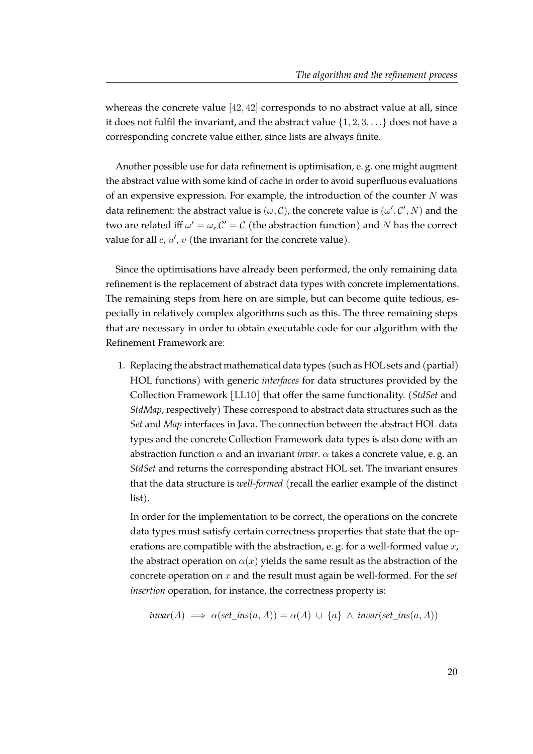whereas the concrete value $[42, 42]$ corresponds to no abstract value at all, since it does not fulfil the invariant, and the abstract value $\{1, 2, 3, \ldots\}$ does not have a corresponding concrete value either, since lists are always finite.

Another possible use for data refinement is optimisation, e. g. one might augment the abstract value with some kind of cache in order to avoid superfluous evaluations of an expensive expression. For example, the introduction of the counter $N$ was data refinement: the abstract value is $(\omega, \mathcal{C})$, the concrete value is $(\omega', \mathcal{C}', N)$ and the two are related iff $\omega' = \omega$, $\mathcal{C}' = \mathcal{C}$ (the abstraction function) and $N$ has the correct value for all $c$, $u'$, $v$ (the invariant for the concrete value).

Since the optimisations have already been performed, the only remaining data refinement is the replacement of abstract data types with concrete implementations. The remaining steps from here on are simple, but can become quite tedious, especially in relatively complex algorithms such as this. The three remaining steps that are necessary in order to obtain executable code for our algorithm with the Refinement Framework are:

1. Replacing the abstract mathematical data types (such as HOL sets and (partial) HOL functions) with generic *interfaces* for data structures provided by the Collection Framework [LL10] that offer the same functionality. (*StdSet* and *StdMap*, respectively) These correspond to abstract data structures such as the *Set* and *Map* interfaces in Java. The connection between the abstract HOL data types and the concrete Collection Framework data types is also done with an abstraction function $\alpha$ and an invariant *invar*. $\alpha$ takes a concrete value, e. g. an *StdSet* and returns the corresponding abstract HOL set. The invariant ensures that the data structure is *well-formed* (recall the earlier example of the distinct list).

   In order for the implementation to be correct, the operations on the concrete data types must satisfy certain correctness properties that state that the operations are compatible with the abstraction, e. g. for a well-formed value $x$, the abstract operation on $\alpha(x)$ yields the same result as the abstraction of the concrete operation on $x$ and the result must again be well-formed. For the *set insertion* operation, for instance, the correctness property is:

   $$\mathit{invar}(A) \implies \alpha(\mathit{set\_ins}(a, A)) = \alpha(A) \cup \{a\} \wedge \mathit{invar}(\mathit{set\_ins}(a, A))$$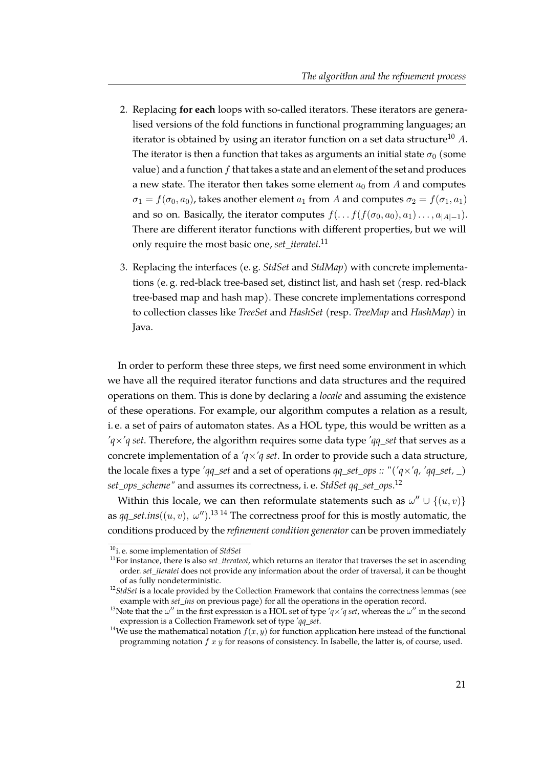2. Replacing **for each** loops with so-called iterators. These iterators are generalised versions of the fold functions in functional programming languages; an iterator is obtained by using an iterator function on a set data structure[10] $A$. The iterator is then a function that takes as arguments an initial state $\sigma_0$ (some value) and a function $f$ that takes a state and an element of the set and produces a new state. The iterator then takes some element $a_0$ from $A$ and computes $\sigma_1 = f(\sigma_0, a_0)$, takes another element $a_1$ from $A$ and computes $\sigma_2 = f(\sigma_1, a_1)$ and so on. Basically, the iterator computes $f(\ldots f(f(\sigma_0, a_0), a_1) \ldots, a_{|A|-1})$. There are different iterator functions with different properties, but we will only require the most basic one, *set_iteratei*.[11]

3. Replacing the interfaces (e. g. *StdSet* and *StdMap*) with concrete implementations (e. g. red-black tree-based set, distinct list, and hash set (resp. red-black tree-based map and hash map). These concrete implementations correspond to collection classes like *TreeSet* and *HashSet* (resp. *TreeMap* and *HashMap*) in Java.

In order to perform these three steps, we first need some environment in which we have all the required iterator functions and data structures and the required operations on them. This is done by declaring a *locale* and assuming the existence of these operations. For example, our algorithm computes a relation as a result, i. e. a set of pairs of automaton states. As a HOL type, this would be written as a *'q×'q set*. Therefore, the algorithm requires some data type *'qq_set* that serves as a concrete implementation of a *'q×'q set*. In order to provide such a data structure, the locale fixes a type *'qq_set* and a set of operations *qq_set_ops :: "('q×'q, 'qq_set, _) set_ops_scheme"* and assumes its correctness, i. e. *StdSet qq_set_ops*.[12]

Within this locale, we can then reformulate statements such as $\omega'' \cup \{(u, v)\}$ as *qq_set.ins*$((u, v),\ \omega'')$.[13] [14] The correctness proof for this is mostly automatic, the conditions produced by the *refinement condition generator* can be proven immediately

[10] i. e. some implementation of *StdSet*

[11] For instance, there is also *set_iterateoi*, which returns an iterator that traverses the set in ascending order. *set_iteratei* does not provide any information about the order of traversal, it can be thought of as fully nondeterministic.

[12] *StdSet* is a locale provided by the Collection Framework that contains the correctness lemmas (see example with *set_ins* on previous page) for all the operations in the operation record.

[13] Note that the $\omega''$ in the first expression is a HOL set of type *'q×'q set*, whereas the $\omega''$ in the second expression is a Collection Framework set of type *'qq_set*.

[14] We use the mathematical notation $f(x, y)$ for function application here instead of the functional programming notation $f\ x\ y$ for reasons of consistency. In Isabelle, the latter is, of course, used.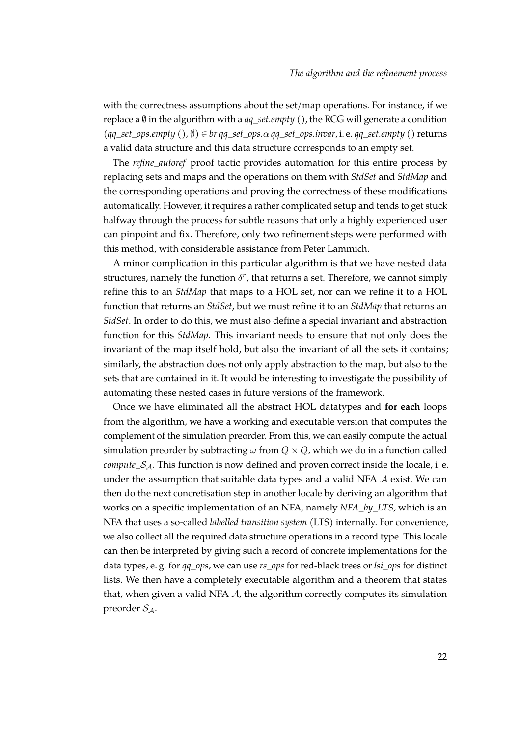with the correctness assumptions about the set/map operations. For instance, if we replace a $\emptyset$ in the algorithm with a *qq_set.empty* (), the RCG will generate a condition $(qq\_set\_ops.empty\ (), \emptyset) \in br\ qq\_set\_ops.\alpha\ qq\_set\_ops.invar$, i. e. *qq_set.empty* () returns a valid data structure and this data structure corresponds to an empty set.

The *refine_autoref* proof tactic provides automation for this entire process by replacing sets and maps and the operations on them with *StdSet* and *StdMap* and the corresponding operations and proving the correctness of these modifications automatically. However, it requires a rather complicated setup and tends to get stuck halfway through the process for subtle reasons that only a highly experienced user can pinpoint and fix. Therefore, only two refinement steps were performed with this method, with considerable assistance from Peter Lammich.

A minor complication in this particular algorithm is that we have nested data structures, namely the function $\delta^r$, that returns a set. Therefore, we cannot simply refine this to an *StdMap* that maps to a HOL set, nor can we refine it to a HOL function that returns an *StdSet*, but we must refine it to an *StdMap* that returns an *StdSet*. In order to do this, we must also define a special invariant and abstraction function for this *StdMap*. This invariant needs to ensure that not only does the invariant of the map itself hold, but also the invariant of all the sets it contains; similarly, the abstraction does not only apply abstraction to the map, but also to the sets that are contained in it. It would be interesting to investigate the possibility of automating these nested cases in future versions of the framework.

Once we have eliminated all the abstract HOL datatypes and **for each** loops from the algorithm, we have a working and executable version that computes the complement of the simulation preorder. From this, we can easily compute the actual simulation preorder by subtracting $\omega$ from $Q \times Q$, which we do in a function called *compute_*$\mathcal{S}_\mathcal{A}$. This function is now defined and proven correct inside the locale, i. e. under the assumption that suitable data types and a valid NFA $\mathcal{A}$ exist. We can then do the next concretisation step in another locale by deriving an algorithm that works on a specific implementation of an NFA, namely *NFA_by_LTS*, which is an NFA that uses a so-called *labelled transition system* (LTS) internally. For convenience, we also collect all the required data structure operations in a record type. This locale can then be interpreted by giving such a record of concrete implementations for the data types, e. g. for *qq_ops*, we can use *rs_ops* for red-black trees or *lsi_ops* for distinct lists. We then have a completely executable algorithm and a theorem that states that, when given a valid NFA $\mathcal{A}$, the algorithm correctly computes its simulation preorder $\mathcal{S}_\mathcal{A}$.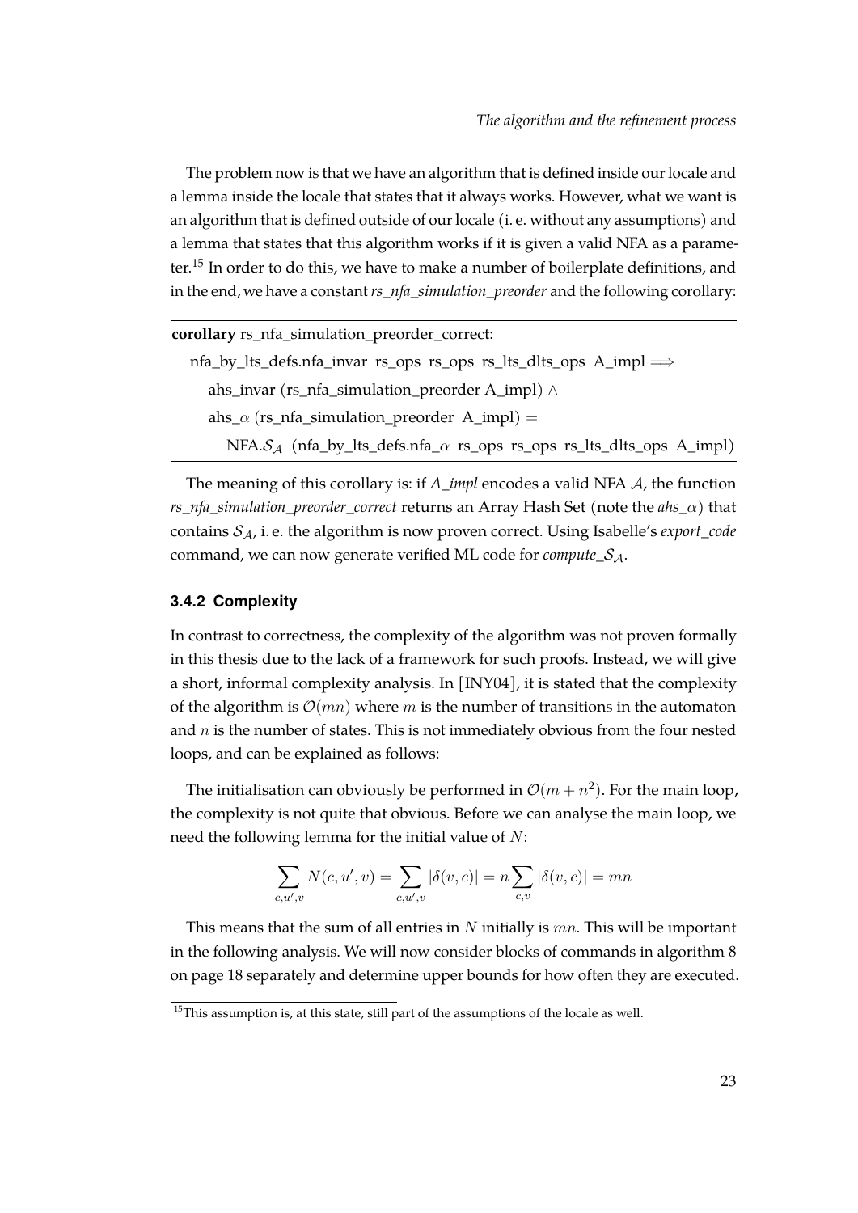The problem now is that we have an algorithm that is defined inside our locale and a lemma inside the locale that states that it always works. However, what we want is an algorithm that is defined outside of our locale (i. e. without any assumptions) and a lemma that states that this algorithm works if it is given a valid NFA as a parameter.[15] In order to do this, we have to make a number of boilerplate definitions, and in the end, we have a constant *rs_nfa_simulation_preorder* and the following corollary:

```
corollary rs_nfa_simulation_preorder_correct:
  nfa_by_lts_defs.nfa_invar rs_ops rs_ops rs_lts_dlts_ops A_impl ⟹
    ahs_invar (rs_nfa_simulation_preorder A_impl) ∧
    ahs_α (rs_nfa_simulation_preorder A_impl) =
      NFA.S_A (nfa_by_lts_defs.nfa_α rs_ops rs_ops rs_lts_dlts_ops A_impl)
```

The meaning of this corollary is: if *A_impl* encodes a valid NFA $\mathcal{A}$, the function *rs_nfa_simulation_preorder_correct* returns an Array Hash Set (note the *ahs_*$\alpha$) that contains $\mathcal{S}_\mathcal{A}$, i. e. the algorithm is now proven correct. Using Isabelle's *export_code* command, we can now generate verified ML code for *compute_*$\mathcal{S}_\mathcal{A}$.

### 3.4.2 Complexity

In contrast to correctness, the complexity of the algorithm was not proven formally in this thesis due to the lack of a framework for such proofs. Instead, we will give a short, informal complexity analysis. In [INY04], it is stated that the complexity of the algorithm is $\mathcal{O}(mn)$ where $m$ is the number of transitions in the automaton and $n$ is the number of states. This is not immediately obvious from the four nested loops, and can be explained as follows:

The initialisation can obviously be performed in $\mathcal{O}(m + n^2)$. For the main loop, the complexity is not quite that obvious. Before we can analyse the main loop, we need the following lemma for the initial value of $N$:

$$\sum_{c,u',v} N(c,u',v) = \sum_{c,u',v} |\delta(v,c)| = n \sum_{c,v} |\delta(v,c)| = mn$$

This means that the sum of all entries in $N$ initially is $mn$. This will be important in the following analysis. We will now consider blocks of commands in algorithm 8 on page 18 separately and determine upper bounds for how often they are executed.

[15] This assumption is, at this state, still part of the assumptions of the locale as well.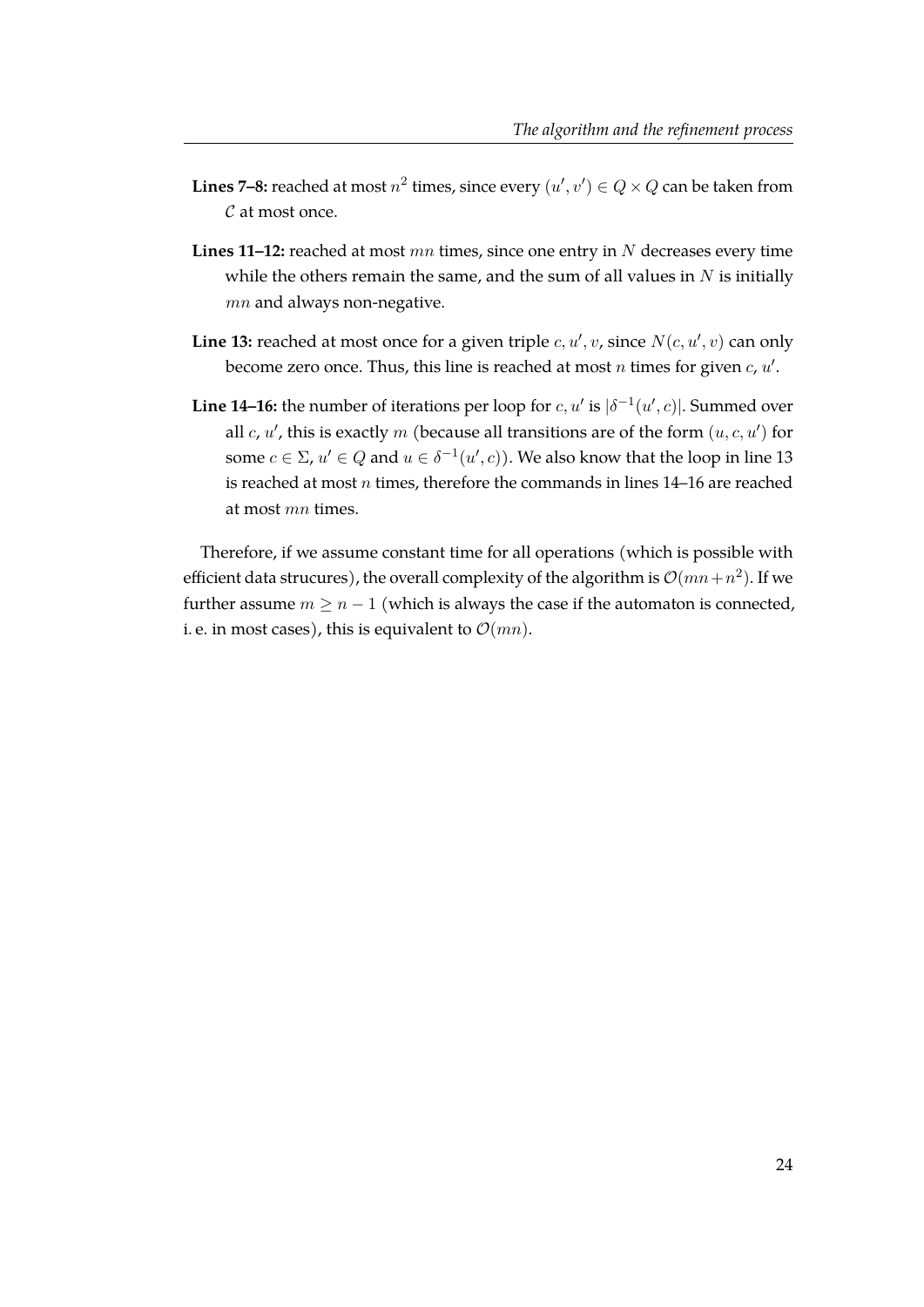- **Lines 7–8:** reached at most $n^2$ times, since every $(u', v') \in Q \times Q$ can be taken from $\mathcal{C}$ at most once.
- **Lines 11–12:** reached at most $mn$ times, since one entry in $N$ decreases every time while the others remain the same, and the sum of all values in $N$ is initially $mn$ and always non-negative.
- **Line 13:** reached at most once for a given triple $c, u', v$, since $N(c, u', v)$ can only become zero once. Thus, this line is reached at most $n$ times for given $c$, $u'$.
- **Line 14–16:** the number of iterations per loop for $c, u'$ is $|\delta^{-1}(u', c)|$. Summed over all $c$, $u'$, this is exactly $m$ (because all transitions are of the form $(u, c, u')$ for some $c \in \Sigma$, $u' \in Q$ and $u \in \delta^{-1}(u', c)$). We also know that the loop in line 13 is reached at most $n$ times, therefore the commands in lines 14–16 are reached at most $mn$ times.

Therefore, if we assume constant time for all operations (which is possible with efficient data strucures), the overall complexity of the algorithm is $\mathcal{O}(mn + n^2)$. If we further assume $m \geq n - 1$ (which is always the case if the automaton is connected, i. e. in most cases), this is equivalent to $\mathcal{O}(mn)$.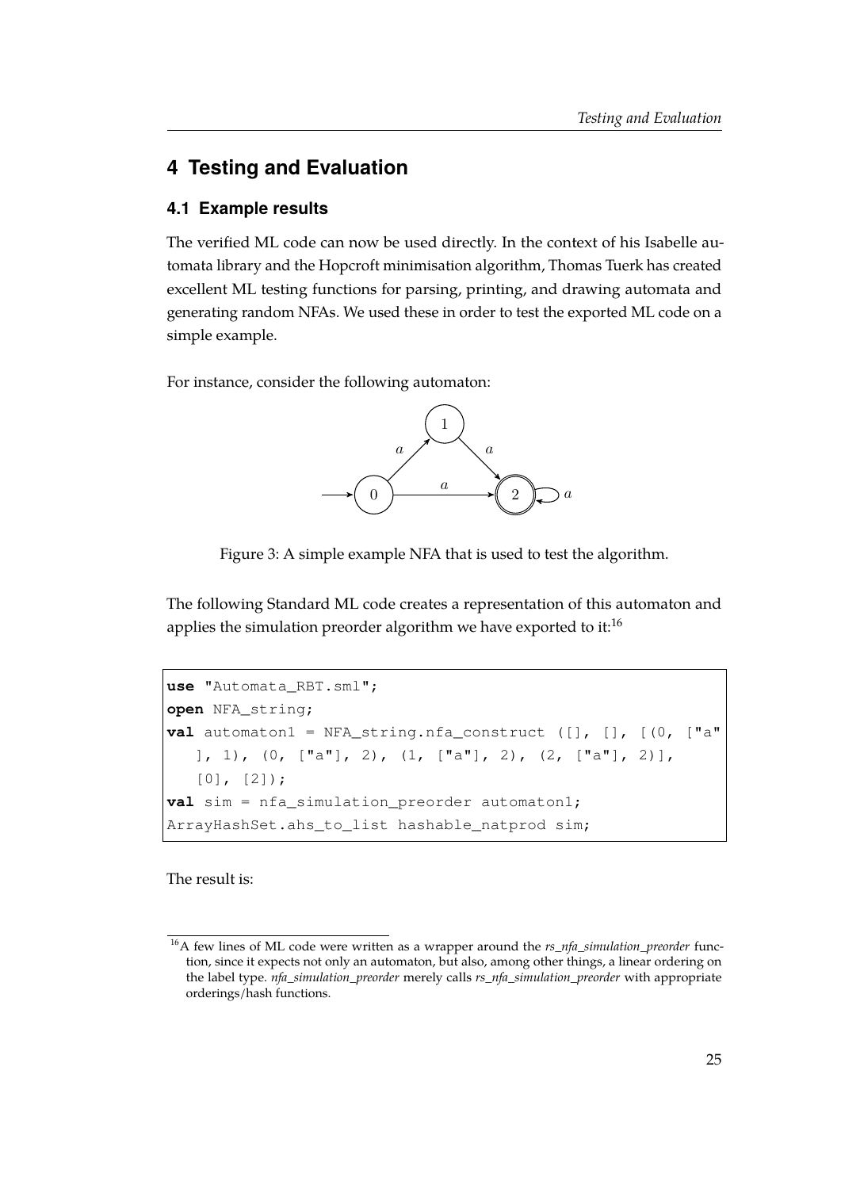# 4 Testing and Evaluation

## 4.1 Example results

The verified ML code can now be used directly. In the context of his Isabelle automata library and the Hopcroft minimisation algorithm, Thomas Tuerk has created excellent ML testing functions for parsing, printing, and drawing automata and generating random NFAs. We used these in order to test the exported ML code on a simple example.

For instance, consider the following automaton:

Figure 3: A simple example NFA that is used to test the algorithm.

The following Standard ML code creates a representation of this automaton and applies the simulation preorder algorithm we have exported to it:[16]

```
use "Automata_RBT.sml";
open NFA_string;
val automaton1 = NFA_string.nfa_construct ([], [], [(0, ["a"
   ], 1), (0, ["a"], 2), (1, ["a"], 2), (2, ["a"], 2)],
   [0], [2]);
val sim = nfa_simulation_preorder automaton1;
ArrayHashSet.ahs_to_list hashable_natprod sim;
```

The result is:

[16] A few lines of ML code were written as a wrapper around the *rs_nfa_simulation_preorder* function, since it expects not only an automaton, but also, among other things, a linear ordering on the label type. *nfa_simulation_preorder* merely calls *rs_nfa_simulation_preorder* with appropriate orderings/hash functions.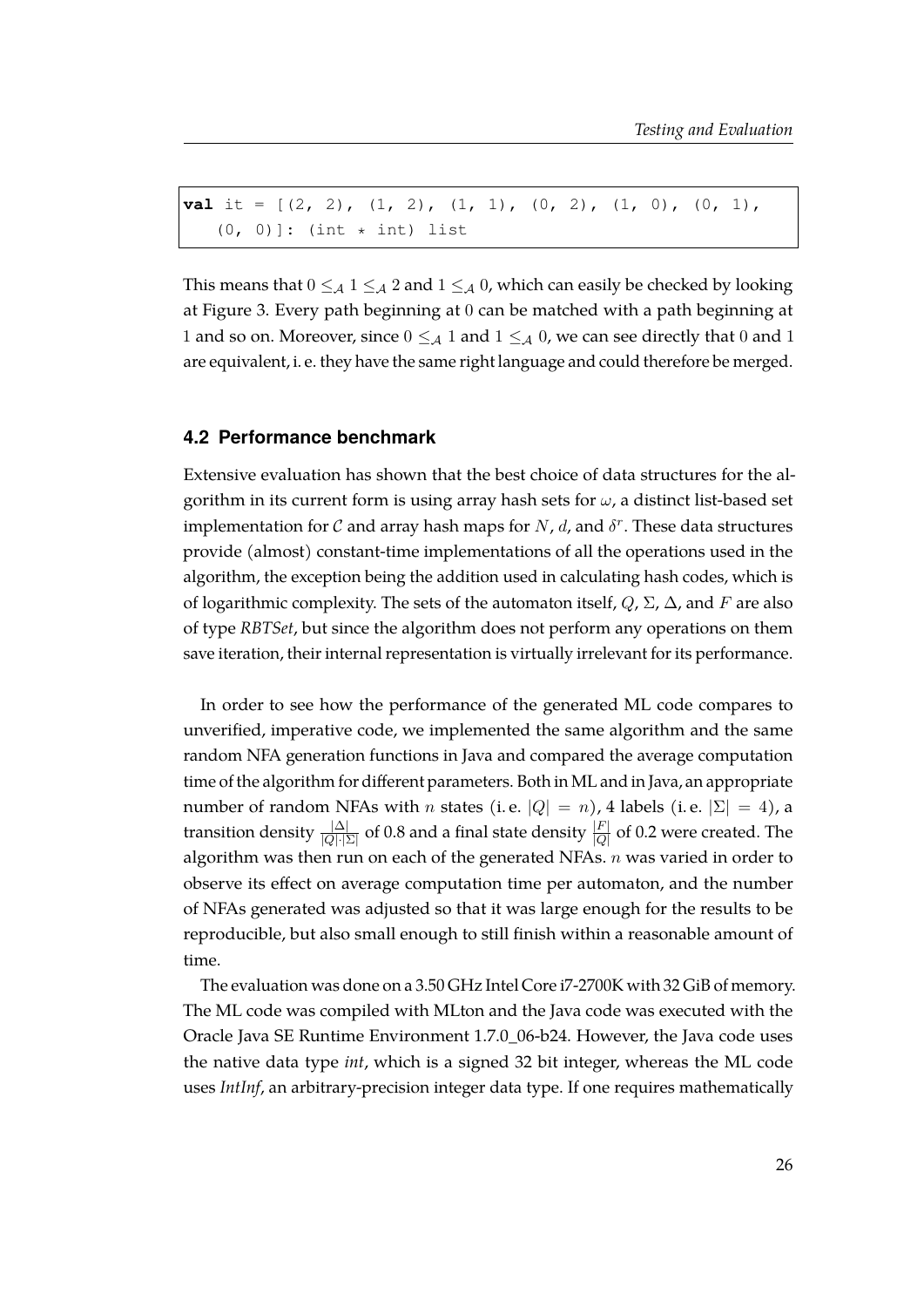```
val it = [(2, 2), (1, 2), (1, 1), (0, 2), (1, 0), (0, 1),
   (0, 0)]: (int * int) list
```

This means that $0 \leq_{\mathcal{A}} 1 \leq_{\mathcal{A}} 2$ and $1 \leq_{\mathcal{A}} 0$, which can easily be checked by looking at Figure 3. Every path beginning at 0 can be matched with a path beginning at 1 and so on. Moreover, since $0 \leq_{\mathcal{A}} 1$ and $1 \leq_{\mathcal{A}} 0$, we can see directly that 0 and 1 are equivalent, i. e. they have the same right language and could therefore be merged.

## 4.2 Performance benchmark

Extensive evaluation has shown that the best choice of data structures for the algorithm in its current form is using array hash sets for $\omega$, a distinct list-based set implementation for $\mathcal{C}$ and array hash maps for $N$, $d$, and $\delta^r$. These data structures provide (almost) constant-time implementations of all the operations used in the algorithm, the exception being the addition used in calculating hash codes, which is of logarithmic complexity. The sets of the automaton itself, $Q$, $\Sigma$, $\Delta$, and $F$ are also of type *RBTSet*, but since the algorithm does not perform any operations on them save iteration, their internal representation is virtually irrelevant for its performance.

In order to see how the performance of the generated ML code compares to unverified, imperative code, we implemented the same algorithm and the same random NFA generation functions in Java and compared the average computation time of the algorithm for different parameters. Both in ML and in Java, an appropriate number of random NFAs with $n$ states (i. e. $|Q| = n$), 4 labels (i. e. $|\Sigma| = 4$), a transition density $\frac{|\Delta|}{|Q| \cdot |\Sigma|}$ of 0.8 and a final state density $\frac{|F|}{|Q|}$ of 0.2 were created. The algorithm was then run on each of the generated NFAs. $n$ was varied in order to observe its effect on average computation time per automaton, and the number of NFAs generated was adjusted so that it was large enough for the results to be reproducible, but also small enough to still finish within a reasonable amount of time.

The evaluation was done on a 3.50 GHz Intel Core i7-2700K with 32 GiB of memory. The ML code was compiled with MLton and the Java code was executed with the Oracle Java SE Runtime Environment 1.7.0_06-b24. However, the Java code uses the native data type *int*, which is a signed 32 bit integer, whereas the ML code uses *IntInf*, an arbitrary-precision integer data type. If one requires mathematically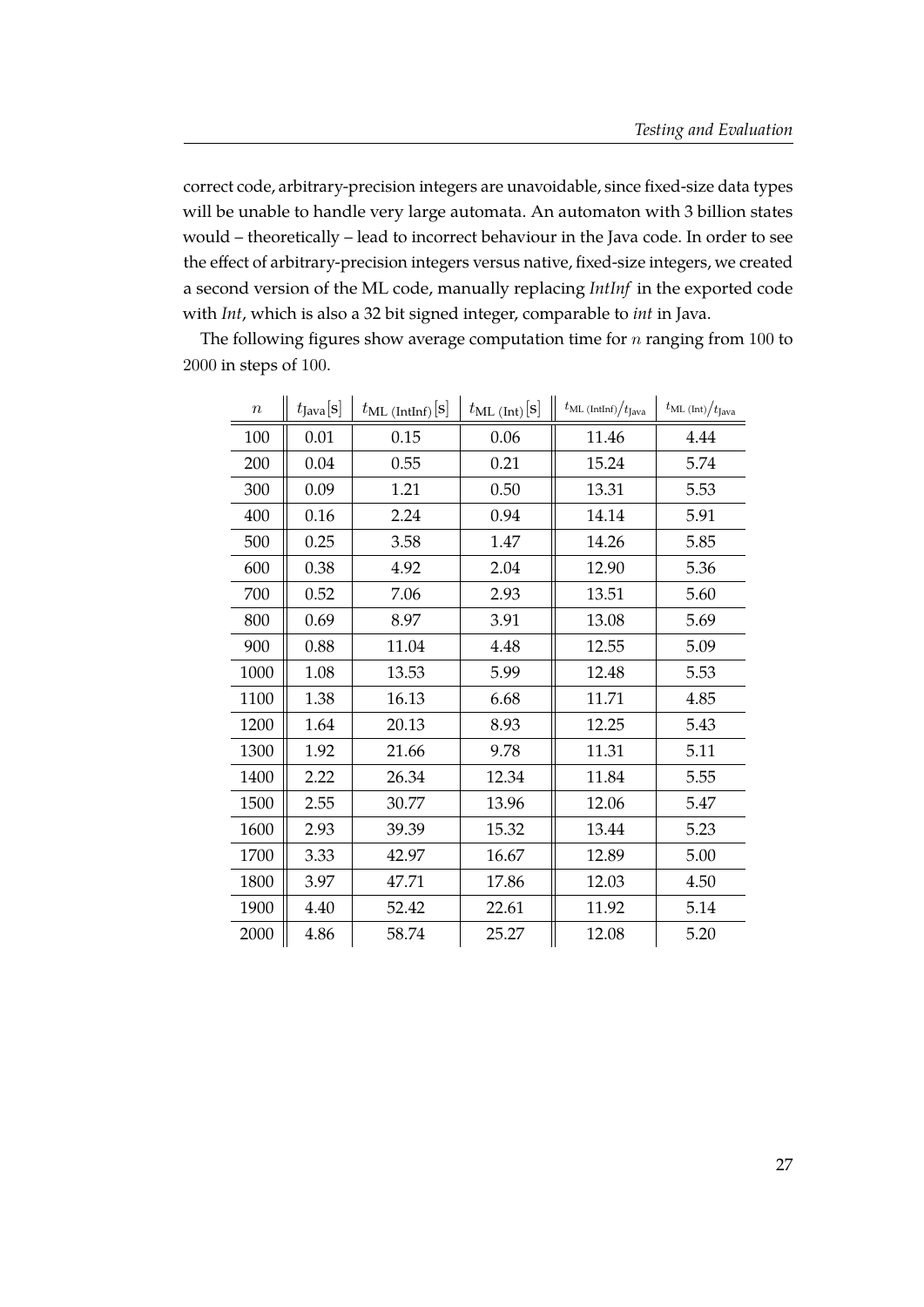correct code, arbitrary-precision integers are unavoidable, since fixed-size data types will be unable to handle very large automata. An automaton with 3 billion states would – theoretically – lead to incorrect behaviour in the Java code. In order to see the effect of arbitrary-precision integers versus native, fixed-size integers, we created a second version of the ML code, manually replacing *IntInf* in the exported code with *Int*, which is also a 32 bit signed integer, comparable to *int* in Java.

The following figures show average computation time for $n$ ranging from 100 to 2000 in steps of 100.

| $n$ | $t_{\text{Java}}[\text{s}]$ | $t_{\text{ML (IntInf)}}[\text{s}]$ | $t_{\text{ML (Int)}}[\text{s}]$ | $t_{\text{ML (IntInf)}}/t_{\text{Java}}$ | $t_{\text{ML (Int)}}/t_{\text{Java}}$ |
|---|---|---|---|---|---|
| 100 | 0.01 | 0.15 | 0.06 | 11.46 | 4.44 |
| 200 | 0.04 | 0.55 | 0.21 | 15.24 | 5.74 |
| 300 | 0.09 | 1.21 | 0.50 | 13.31 | 5.53 |
| 400 | 0.16 | 2.24 | 0.94 | 14.14 | 5.91 |
| 500 | 0.25 | 3.58 | 1.47 | 14.26 | 5.85 |
| 600 | 0.38 | 4.92 | 2.04 | 12.90 | 5.36 |
| 700 | 0.52 | 7.06 | 2.93 | 13.51 | 5.60 |
| 800 | 0.69 | 8.97 | 3.91 | 13.08 | 5.69 |
| 900 | 0.88 | 11.04 | 4.48 | 12.55 | 5.09 |
| 1000 | 1.08 | 13.53 | 5.99 | 12.48 | 5.53 |
| 1100 | 1.38 | 16.13 | 6.68 | 11.71 | 4.85 |
| 1200 | 1.64 | 20.13 | 8.93 | 12.25 | 5.43 |
| 1300 | 1.92 | 21.66 | 9.78 | 11.31 | 5.11 |
| 1400 | 2.22 | 26.34 | 12.34 | 11.84 | 5.55 |
| 1500 | 2.55 | 30.77 | 13.96 | 12.06 | 5.47 |
| 1600 | 2.93 | 39.39 | 15.32 | 13.44 | 5.23 |
| 1700 | 3.33 | 42.97 | 16.67 | 12.89 | 5.00 |
| 1800 | 3.97 | 47.71 | 17.86 | 12.03 | 4.50 |
| 1900 | 4.40 | 52.42 | 22.61 | 11.92 | 5.14 |
| 2000 | 4.86 | 58.74 | 25.27 | 12.08 | 5.20 |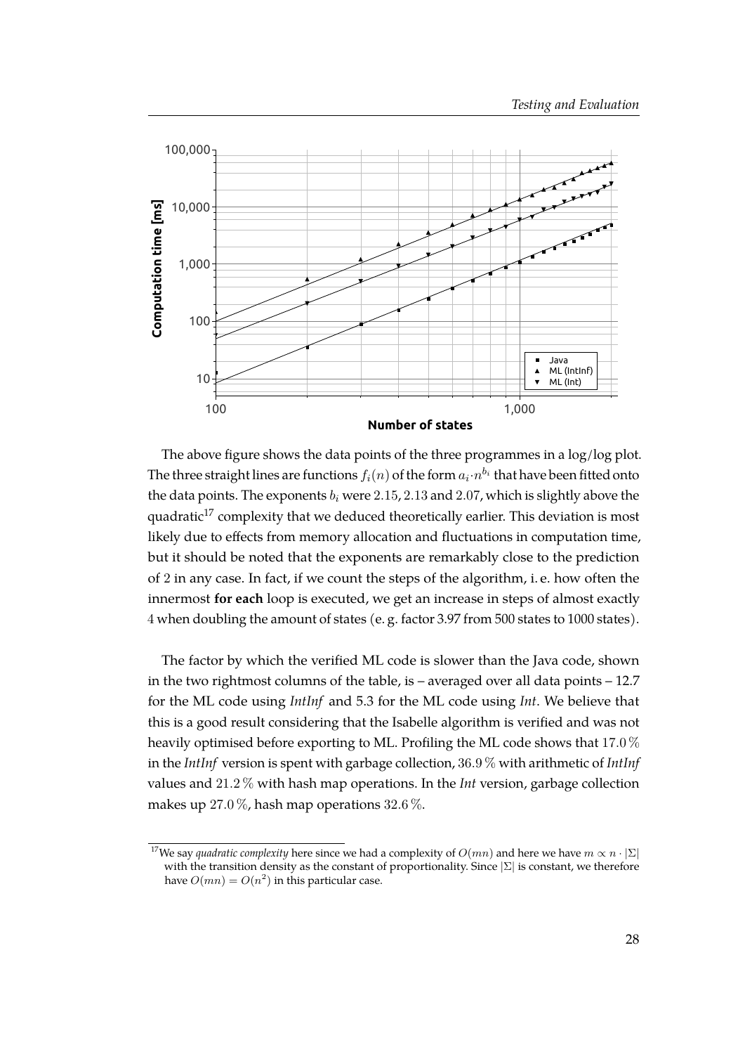The above figure shows the data points of the three programmes in a log/log plot. The three straight lines are functions $f_i(n)$ of the form $a_i \cdot n^{b_i}$ that have been fitted onto the data points. The exponents $b_i$ were $2.15$, $2.13$ and $2.07$, which is slightly above the quadratic[17] complexity that we deduced theoretically earlier. This deviation is most likely due to effects from memory allocation and fluctuations in computation time, but it should be noted that the exponents are remarkably close to the prediction of $2$ in any case. In fact, if we count the steps of the algorithm, i. e. how often the innermost **for each** loop is executed, we get an increase in steps of almost exactly $4$ when doubling the amount of states (e. g. factor 3.97 from 500 states to 1000 states).

The factor by which the verified ML code is slower than the Java code, shown in the two rightmost columns of the table, is – averaged over all data points – 12.7 for the ML code using *IntInf* and 5.3 for the ML code using *Int*. We believe that this is a good result considering that the Isabelle algorithm is verified and was not heavily optimised before exporting to ML. Profiling the ML code shows that $17.0\,\%$ in the *IntInf* version is spent with garbage collection, $36.9\,\%$ with arithmetic of *IntInf* values and $21.2\,\%$ with hash map operations. In the *Int* version, garbage collection makes up $27.0\,\%$, hash map operations $32.6\,\%$.

[17] We say *quadratic complexity* here since we had a complexity of $O(mn)$ and here we have $m \propto n \cdot |\Sigma|$ with the transition density as the constant of proportionality. Since $|\Sigma|$ is constant, we therefore have $O(mn) = O(n^2)$ in this particular case.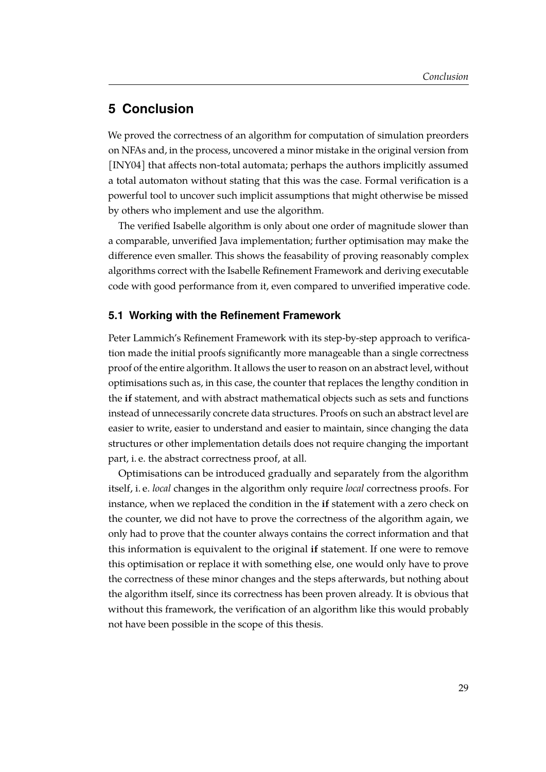# 5 Conclusion

We proved the correctness of an algorithm for computation of simulation preorders on NFAs and, in the process, uncovered a minor mistake in the original version from [INY04] that affects non-total automata; perhaps the authors implicitly assumed a total automaton without stating that this was the case. Formal verification is a powerful tool to uncover such implicit assumptions that might otherwise be missed by others who implement and use the algorithm.

The verified Isabelle algorithm is only about one order of magnitude slower than a comparable, unverified Java implementation; further optimisation may make the difference even smaller. This shows the feasability of proving reasonably complex algorithms correct with the Isabelle Refinement Framework and deriving executable code with good performance from it, even compared to unverified imperative code.

## 5.1 Working with the Refinement Framework

Peter Lammich's Refinement Framework with its step-by-step approach to verification made the initial proofs significantly more manageable than a single correctness proof of the entire algorithm. It allows the user to reason on an abstract level, without optimisations such as, in this case, the counter that replaces the lengthy condition in the **if** statement, and with abstract mathematical objects such as sets and functions instead of unnecessarily concrete data structures. Proofs on such an abstract level are easier to write, easier to understand and easier to maintain, since changing the data structures or other implementation details does not require changing the important part, i. e. the abstract correctness proof, at all.

Optimisations can be introduced gradually and separately from the algorithm itself, i. e. *local* changes in the algorithm only require *local* correctness proofs. For instance, when we replaced the condition in the **if** statement with a zero check on the counter, we did not have to prove the correctness of the algorithm again, we only had to prove that the counter always contains the correct information and that this information is equivalent to the original **if** statement. If one were to remove this optimisation or replace it with something else, one would only have to prove the correctness of these minor changes and the steps afterwards, but nothing about the algorithm itself, since its correctness has been proven already. It is obvious that without this framework, the verification of an algorithm like this would probably not have been possible in the scope of this thesis.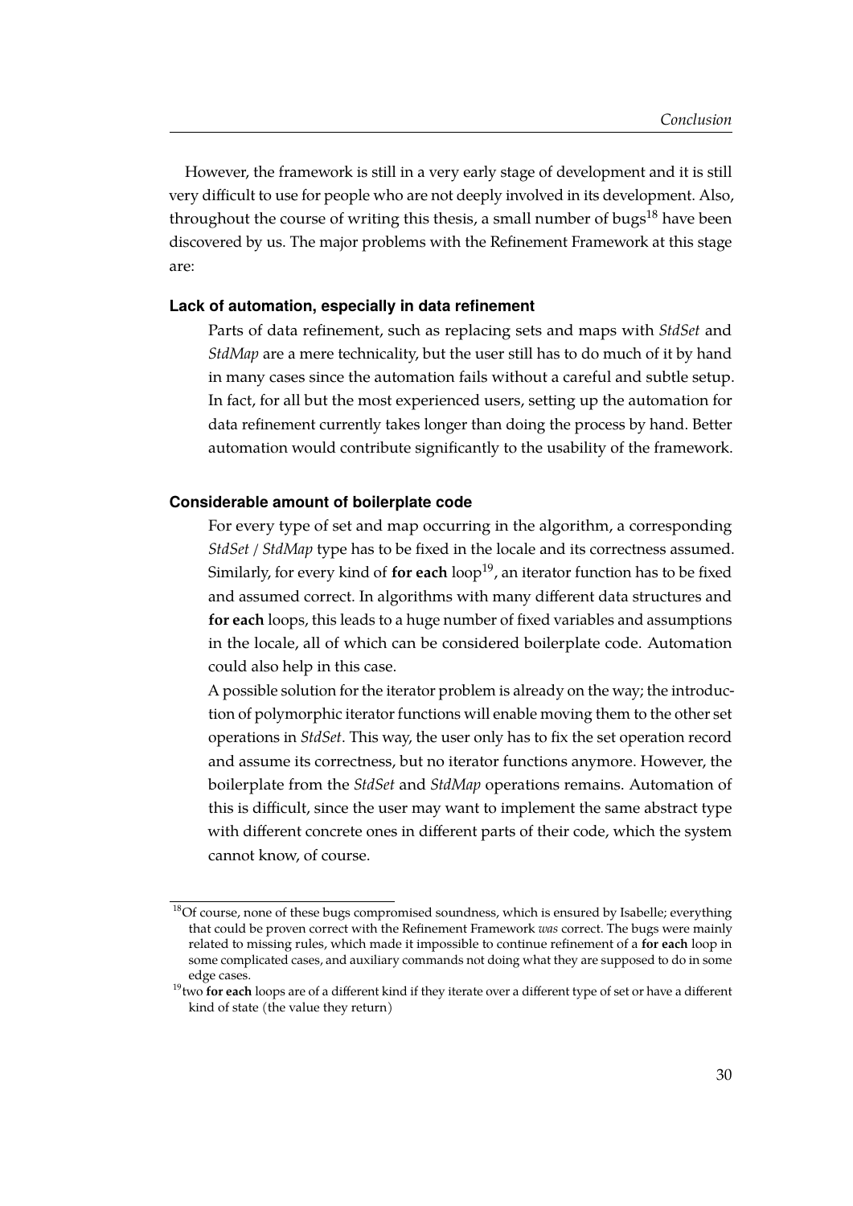However, the framework is still in a very early stage of development and it is still very difficult to use for people who are not deeply involved in its development. Also, throughout the course of writing this thesis, a small number of bugs[18] have been discovered by us. The major problems with the Refinement Framework at this stage are:

**Lack of automation, especially in data refinement**

Parts of data refinement, such as replacing sets and maps with *StdSet* and *StdMap* are a mere technicality, but the user still has to do much of it by hand in many cases since the automation fails without a careful and subtle setup. In fact, for all but the most experienced users, setting up the automation for data refinement currently takes longer than doing the process by hand. Better automation would contribute significantly to the usability of the framework.

**Considerable amount of boilerplate code**

For every type of set and map occurring in the algorithm, a corresponding *StdSet* / *StdMap* type has to be fixed in the locale and its correctness assumed. Similarly, for every kind of **for each** loop[19], an iterator function has to be fixed and assumed correct. In algorithms with many different data structures and **for each** loops, this leads to a huge number of fixed variables and assumptions in the locale, all of which can be considered boilerplate code. Automation could also help in this case.

A possible solution for the iterator problem is already on the way; the introduction of polymorphic iterator functions will enable moving them to the other set operations in *StdSet*. This way, the user only has to fix the set operation record and assume its correctness, but no iterator functions anymore. However, the boilerplate from the *StdSet* and *StdMap* operations remains. Automation of this is difficult, since the user may want to implement the same abstract type with different concrete ones in different parts of their code, which the system cannot know, of course.

---

[18] Of course, none of these bugs compromised soundness, which is ensured by Isabelle; everything that could be proven correct with the Refinement Framework *was* correct. The bugs were mainly related to missing rules, which made it impossible to continue refinement of a **for each** loop in some complicated cases, and auxiliary commands not doing what they are supposed to do in some edge cases.

[19] two **for each** loops are of a different kind if they iterate over a different type of set or have a different kind of state (the value they return)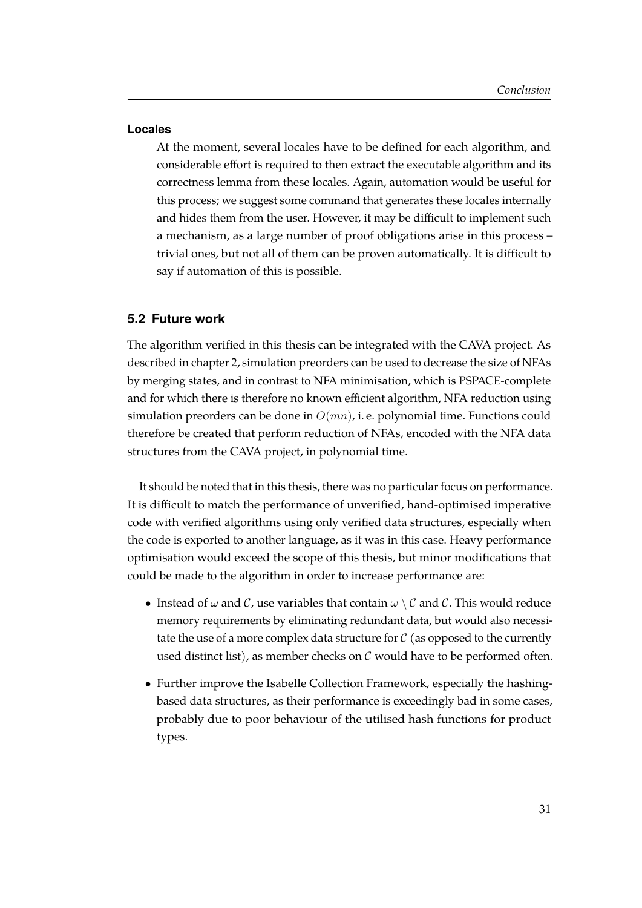#### Locales

At the moment, several locales have to be defined for each algorithm, and considerable effort is required to then extract the executable algorithm and its correctness lemma from these locales. Again, automation would be useful for this process; we suggest some command that generates these locales internally and hides them from the user. However, it may be difficult to implement such a mechanism, as a large number of proof obligations arise in this process – trivial ones, but not all of them can be proven automatically. It is difficult to say if automation of this is possible.

## 5.2 Future work

The algorithm verified in this thesis can be integrated with the CAVA project. As described in chapter 2, simulation preorders can be used to decrease the size of NFAs by merging states, and in contrast to NFA minimisation, which is PSPACE-complete and for which there is therefore no known efficient algorithm, NFA reduction using simulation preorders can be done in $O(mn)$, i. e. polynomial time. Functions could therefore be created that perform reduction of NFAs, encoded with the NFA data structures from the CAVA project, in polynomial time.

It should be noted that in this thesis, there was no particular focus on performance. It is difficult to match the performance of unverified, hand-optimised imperative code with verified algorithms using only verified data structures, especially when the code is exported to another language, as it was in this case. Heavy performance optimisation would exceed the scope of this thesis, but minor modifications that could be made to the algorithm in order to increase performance are:

- Instead of $\omega$ and $\mathcal{C}$, use variables that contain $\omega \setminus \mathcal{C}$ and $\mathcal{C}$. This would reduce memory requirements by eliminating redundant data, but would also necessitate the use of a more complex data structure for $\mathcal{C}$ (as opposed to the currently used distinct list), as member checks on $\mathcal{C}$ would have to be performed often.
- Further improve the Isabelle Collection Framework, especially the hashing-based data structures, as their performance is exceedingly bad in some cases, probably due to poor behaviour of the utilised hash functions for product types.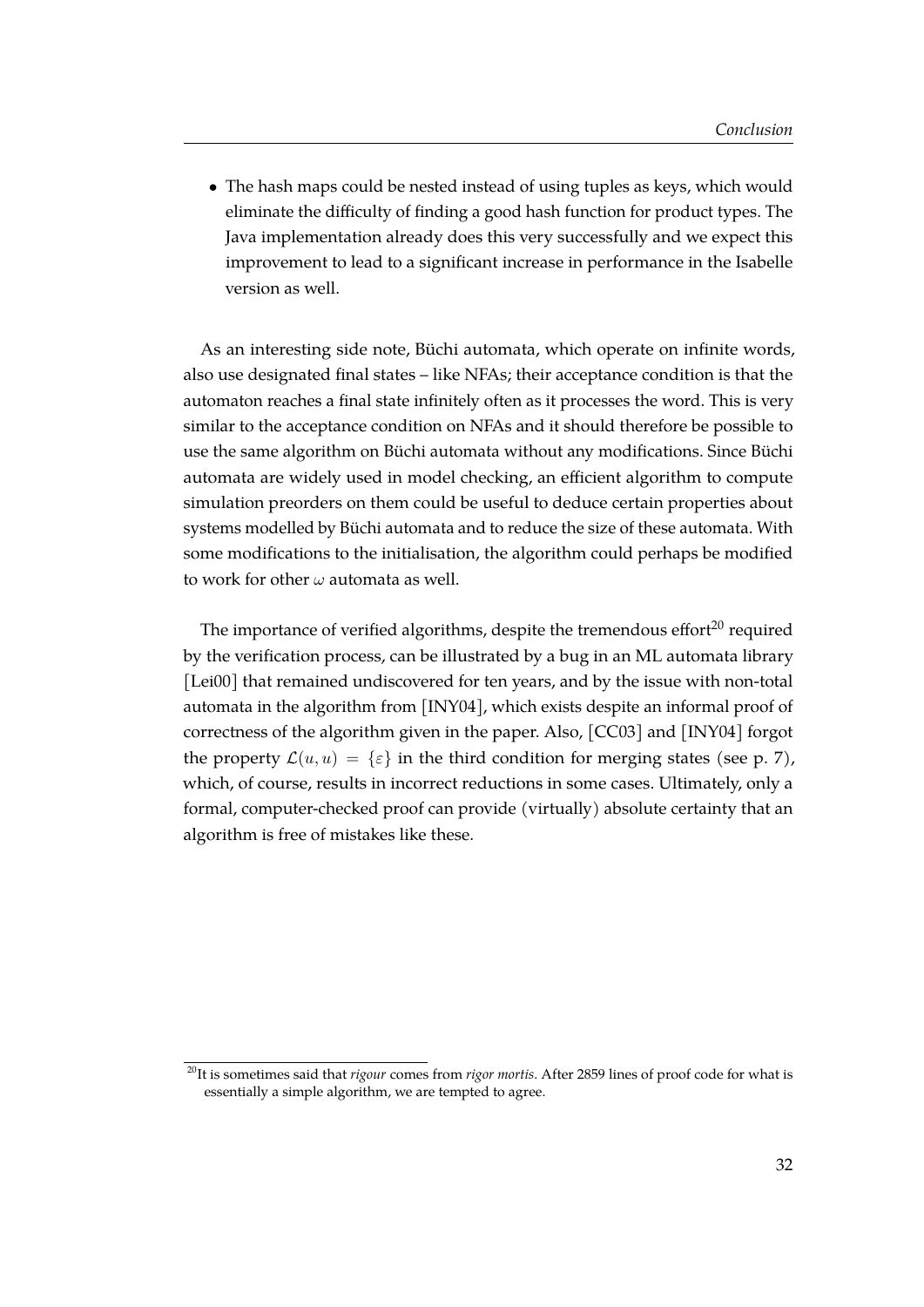- The hash maps could be nested instead of using tuples as keys, which would eliminate the difficulty of finding a good hash function for product types. The Java implementation already does this very successfully and we expect this improvement to lead to a significant increase in performance in the Isabelle version as well.

As an interesting side note, Büchi automata, which operate on infinite words, also use designated final states – like NFAs; their acceptance condition is that the automaton reaches a final state infinitely often as it processes the word. This is very similar to the acceptance condition on NFAs and it should therefore be possible to use the same algorithm on Büchi automata without any modifications. Since Büchi automata are widely used in model checking, an efficient algorithm to compute simulation preorders on them could be useful to deduce certain properties about systems modelled by Büchi automata and to reduce the size of these automata. With some modifications to the initialisation, the algorithm could perhaps be modified to work for other $\omega$ automata as well.

The importance of verified algorithms, despite the tremendous effort[20] required by the verification process, can be illustrated by a bug in an ML automata library [Lei00] that remained undiscovered for ten years, and by the issue with non-total automata in the algorithm from [INY04], which exists despite an informal proof of correctness of the algorithm given in the paper. Also, [CC03] and [INY04] forgot the property $\mathcal{L}(u, u) = \{\varepsilon\}$ in the third condition for merging states (see p. 7), which, of course, results in incorrect reductions in some cases. Ultimately, only a formal, computer-checked proof can provide (virtually) absolute certainty that an algorithm is free of mistakes like these.

[20] It is sometimes said that *rigour* comes from *rigor mortis*. After 2859 lines of proof code for what is essentially a simple algorithm, we are tempted to agree.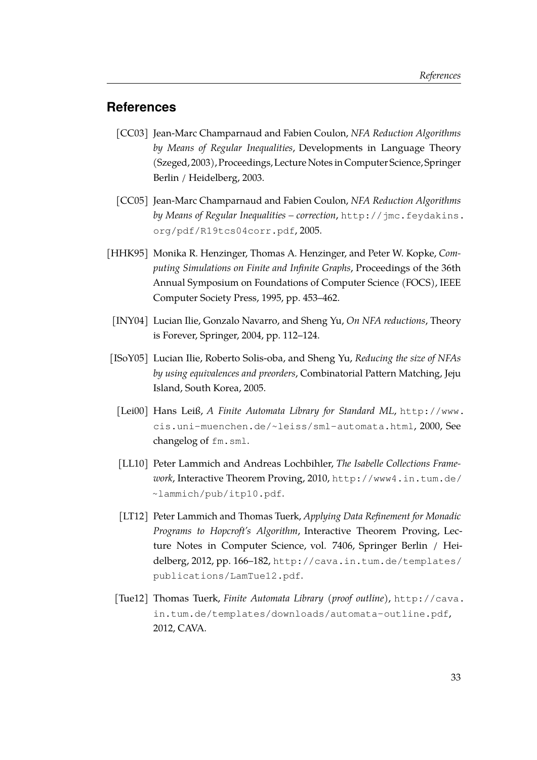## References

[CC03] Jean-Marc Champarnaud and Fabien Coulon, *NFA Reduction Algorithms by Means of Regular Inequalities*, Developments in Language Theory (Szeged, 2003), Proceedings, Lecture Notes in Computer Science, Springer Berlin / Heidelberg, 2003.

[CC05] Jean-Marc Champarnaud and Fabien Coulon, *NFA Reduction Algorithms by Means of Regular Inequalities – correction*, `http://jmc.feydakins.org/pdf/R19tcs04corr.pdf`, 2005.

[HHK95] Monika R. Henzinger, Thomas A. Henzinger, and Peter W. Kopke, *Computing Simulations on Finite and Infinite Graphs*, Proceedings of the 36th Annual Symposium on Foundations of Computer Science (FOCS), IEEE Computer Society Press, 1995, pp. 453–462.

[INY04] Lucian Ilie, Gonzalo Navarro, and Sheng Yu, *On NFA reductions*, Theory is Forever, Springer, 2004, pp. 112–124.

[ISoY05] Lucian Ilie, Roberto Solis-oba, and Sheng Yu, *Reducing the size of NFAs by using equivalences and preorders*, Combinatorial Pattern Matching, Jeju Island, South Korea, 2005.

[Lei00] Hans Leiß, *A Finite Automata Library for Standard ML*, `http://www.cis.uni-muenchen.de/~leiss/sml-automata.html`, 2000, See changelog of `fm.sml`.

[LL10] Peter Lammich and Andreas Lochbihler, *The Isabelle Collections Framework*, Interactive Theorem Proving, 2010, `http://www4.in.tum.de/~lammich/pub/itp10.pdf`.

[LT12] Peter Lammich and Thomas Tuerk, *Applying Data Refinement for Monadic Programs to Hopcroft's Algorithm*, Interactive Theorem Proving, Lecture Notes in Computer Science, vol. 7406, Springer Berlin / Heidelberg, 2012, pp. 166–182, `http://cava.in.tum.de/templates/publications/LamTue12.pdf`.

[Tue12] Thomas Tuerk, *Finite Automata Library (proof outline)*, `http://cava.in.tum.de/templates/downloads/automata-outline.pdf`, 2012, CAVA.